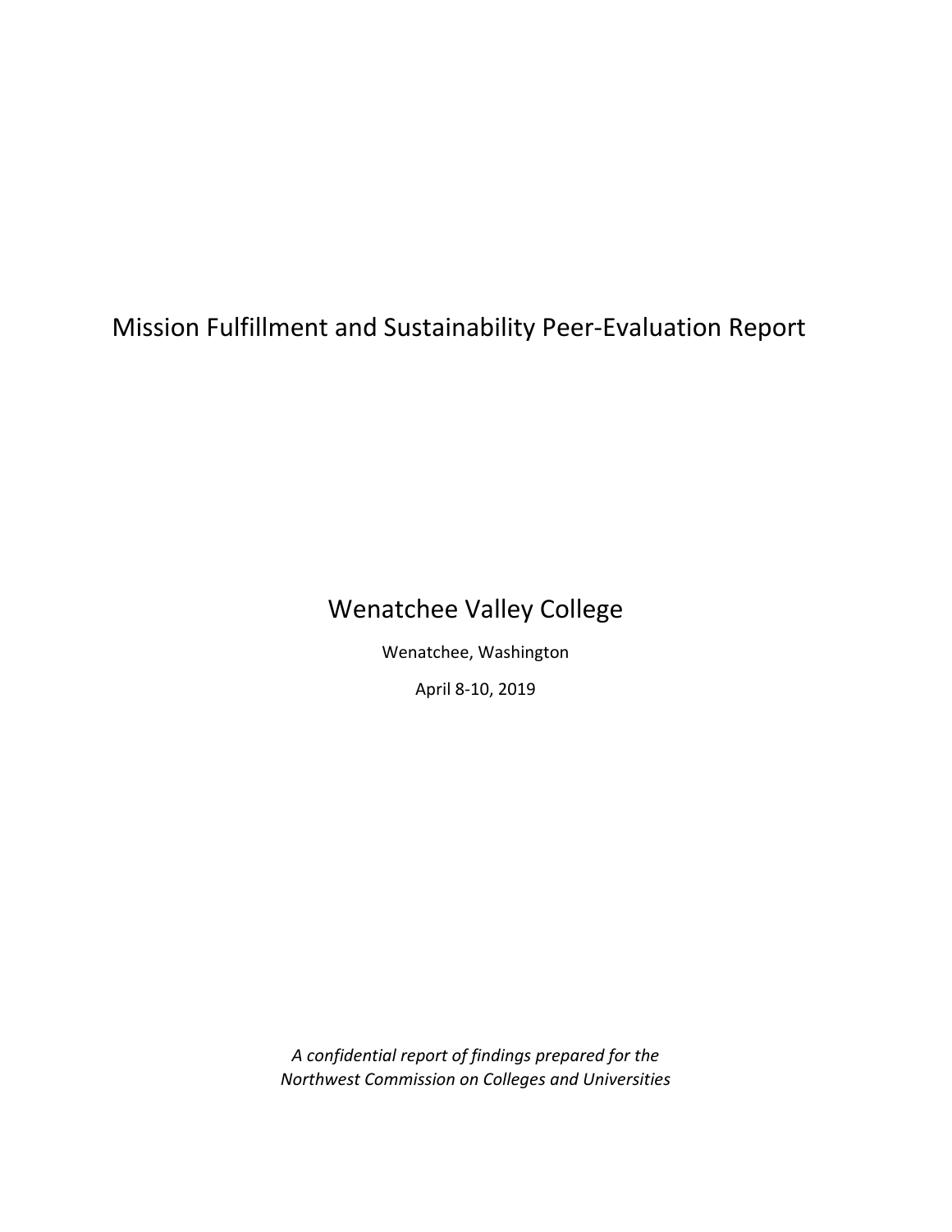# Mission Fulfillment and Sustainability Peer-Evaluation Report

## Wenatchee Valley College

Wenatchee, Washington

April 8-10, 2019

*A confidential report of findings prepared for the Northwest Commission on Colleges and Universities*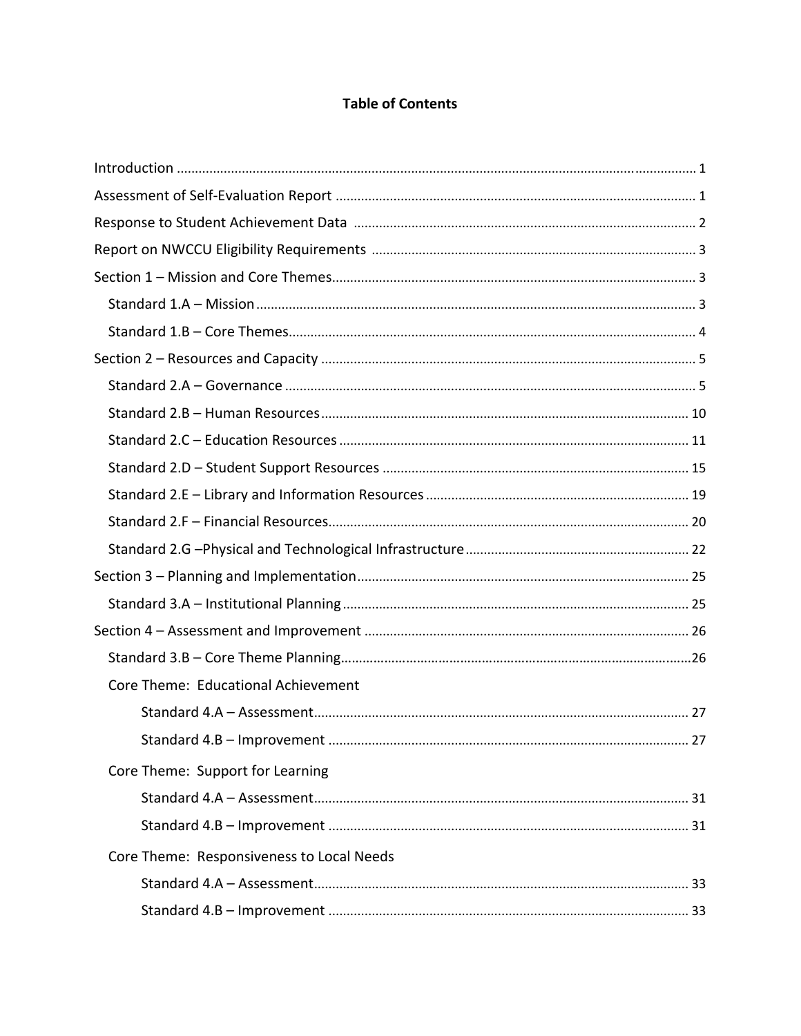# Table of Contents

Introduction ........................................................................................................................................ 1

Assessment of Self-Evaluation Report ................................................................................................ 1

Response to Student Achievement Data ............................................................................................ 2

Report on NWCCU Eligibility Requirements ....................................................................................... 3

Section 1 – Mission and Core Themes.................................................................................................. 3

- Standard 1.A – Mission ..................................................................................................................... 3
- Standard 1.B – Core Themes.............................................................................................................. 4

Section 2 – Resources and Capacity ..................................................................................................... 5

- Standard 2.A – Governance ............................................................................................................... 5
- Standard 2.B – Human Resources .................................................................................................... 10
- Standard 2.C – Education Resources ............................................................................................... 11
- Standard 2.D – Student Support Resources ..................................................................................... 15
- Standard 2.E – Library and Information Resources ......................................................................... 19
- Standard 2.F – Financial Resources.................................................................................................. 20
- Standard 2.G –Physical and Technological Infrastructure ............................................................... 22

Section 3 – Planning and Implementation........................................................................................... 25

- Standard 3.A – Institutional Planning .............................................................................................. 25

Section 4 – Assessment and Improvement ......................................................................................... 26

- Standard 3.B – Core Theme Planning...............................................................................................26
- Core Theme: Educational Achievement
  - Standard 4.A – Assessment....................................................................................................... 27
  - Standard 4.B – Improvement .................................................................................................... 27
- Core Theme: Support for Learning
  - Standard 4.A – Assessment....................................................................................................... 31
  - Standard 4.B – Improvement .................................................................................................... 31
- Core Theme: Responsiveness to Local Needs
  - Standard 4.A – Assessment....................................................................................................... 33
  - Standard 4.B – Improvement .................................................................................................... 33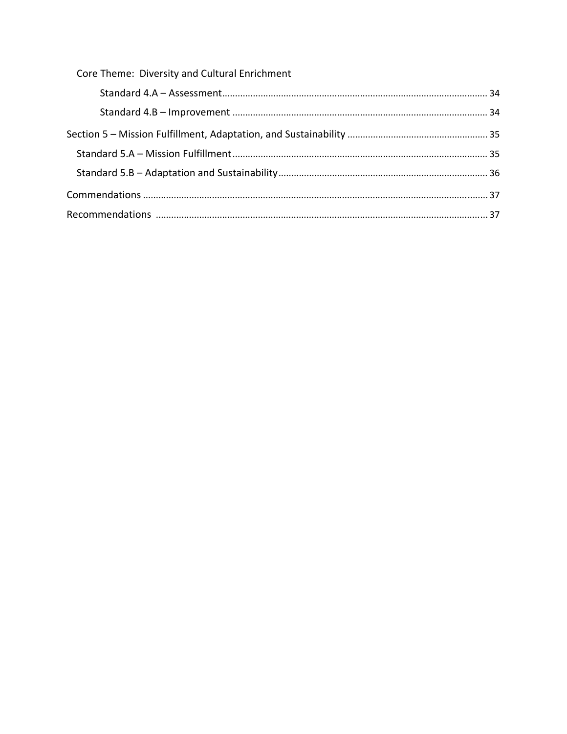Core Theme: Diversity and Cultural Enrichment

- Standard 4.A – Assessment ........ 34
- Standard 4.B – Improvement ........ 34

Section 5 – Mission Fulfillment, Adaptation, and Sustainability ........ 35

- Standard 5.A – Mission Fulfillment ........ 35
- Standard 5.B – Adaptation and Sustainability ........ 36

Commendations ........ 37

Recommendations ........ 37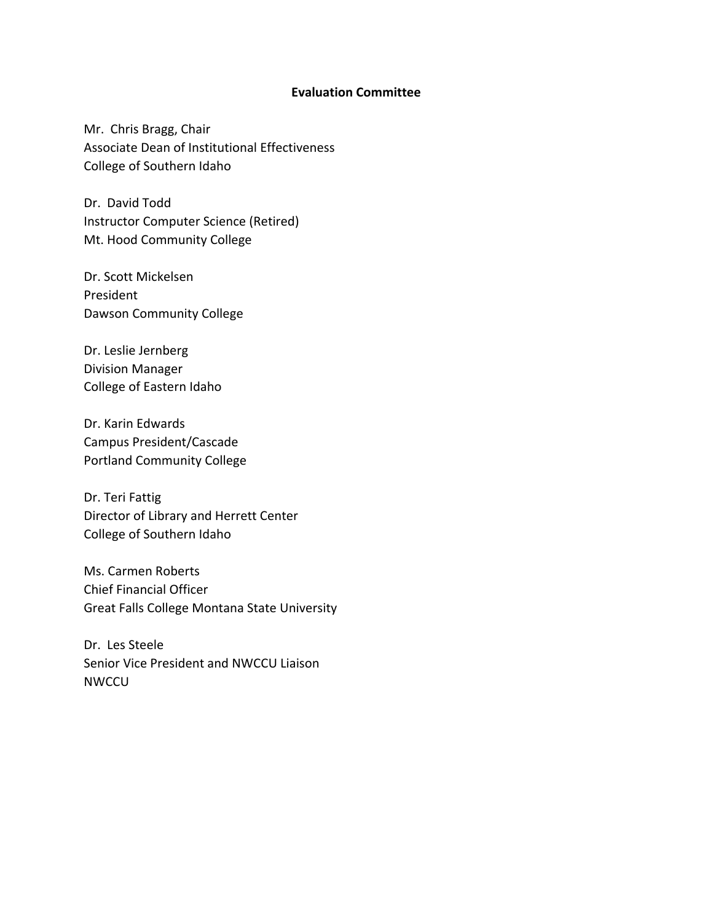## Evaluation Committee

Mr. Chris Bragg, Chair
Associate Dean of Institutional Effectiveness
College of Southern Idaho

Dr. David Todd
Instructor Computer Science (Retired)
Mt. Hood Community College

Dr. Scott Mickelsen
President
Dawson Community College

Dr. Leslie Jernberg
Division Manager
College of Eastern Idaho

Dr. Karin Edwards
Campus President/Cascade
Portland Community College

Dr. Teri Fattig
Director of Library and Herrett Center
College of Southern Idaho

Ms. Carmen Roberts
Chief Financial Officer
Great Falls College Montana State University

Dr. Les Steele
Senior Vice President and NWCCU Liaison
NWCCU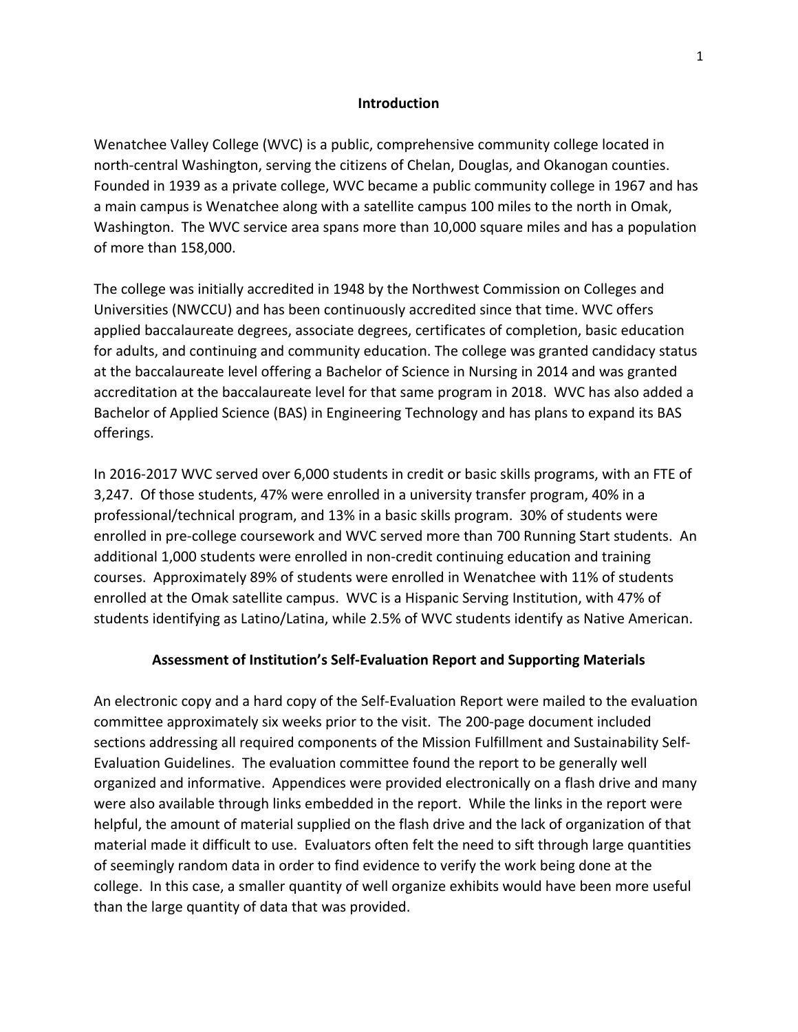## Introduction

Wenatchee Valley College (WVC) is a public, comprehensive community college located in north-central Washington, serving the citizens of Chelan, Douglas, and Okanogan counties. Founded in 1939 as a private college, WVC became a public community college in 1967 and has a main campus is Wenatchee along with a satellite campus 100 miles to the north in Omak, Washington. The WVC service area spans more than 10,000 square miles and has a population of more than 158,000.

The college was initially accredited in 1948 by the Northwest Commission on Colleges and Universities (NWCCU) and has been continuously accredited since that time. WVC offers applied baccalaureate degrees, associate degrees, certificates of completion, basic education for adults, and continuing and community education. The college was granted candidacy status at the baccalaureate level offering a Bachelor of Science in Nursing in 2014 and was granted accreditation at the baccalaureate level for that same program in 2018. WVC has also added a Bachelor of Applied Science (BAS) in Engineering Technology and has plans to expand its BAS offerings.

In 2016-2017 WVC served over 6,000 students in credit or basic skills programs, with an FTE of 3,247. Of those students, 47% were enrolled in a university transfer program, 40% in a professional/technical program, and 13% in a basic skills program. 30% of students were enrolled in pre-college coursework and WVC served more than 700 Running Start students. An additional 1,000 students were enrolled in non-credit continuing education and training courses. Approximately 89% of students were enrolled in Wenatchee with 11% of students enrolled at the Omak satellite campus. WVC is a Hispanic Serving Institution, with 47% of students identifying as Latino/Latina, while 2.5% of WVC students identify as Native American.

## Assessment of Institution's Self-Evaluation Report and Supporting Materials

An electronic copy and a hard copy of the Self-Evaluation Report were mailed to the evaluation committee approximately six weeks prior to the visit. The 200-page document included sections addressing all required components of the Mission Fulfillment and Sustainability Self-Evaluation Guidelines. The evaluation committee found the report to be generally well organized and informative. Appendices were provided electronically on a flash drive and many were also available through links embedded in the report. While the links in the report were helpful, the amount of material supplied on the flash drive and the lack of organization of that material made it difficult to use. Evaluators often felt the need to sift through large quantities of seemingly random data in order to find evidence to verify the work being done at the college. In this case, a smaller quantity of well organize exhibits would have been more useful than the large quantity of data that was provided.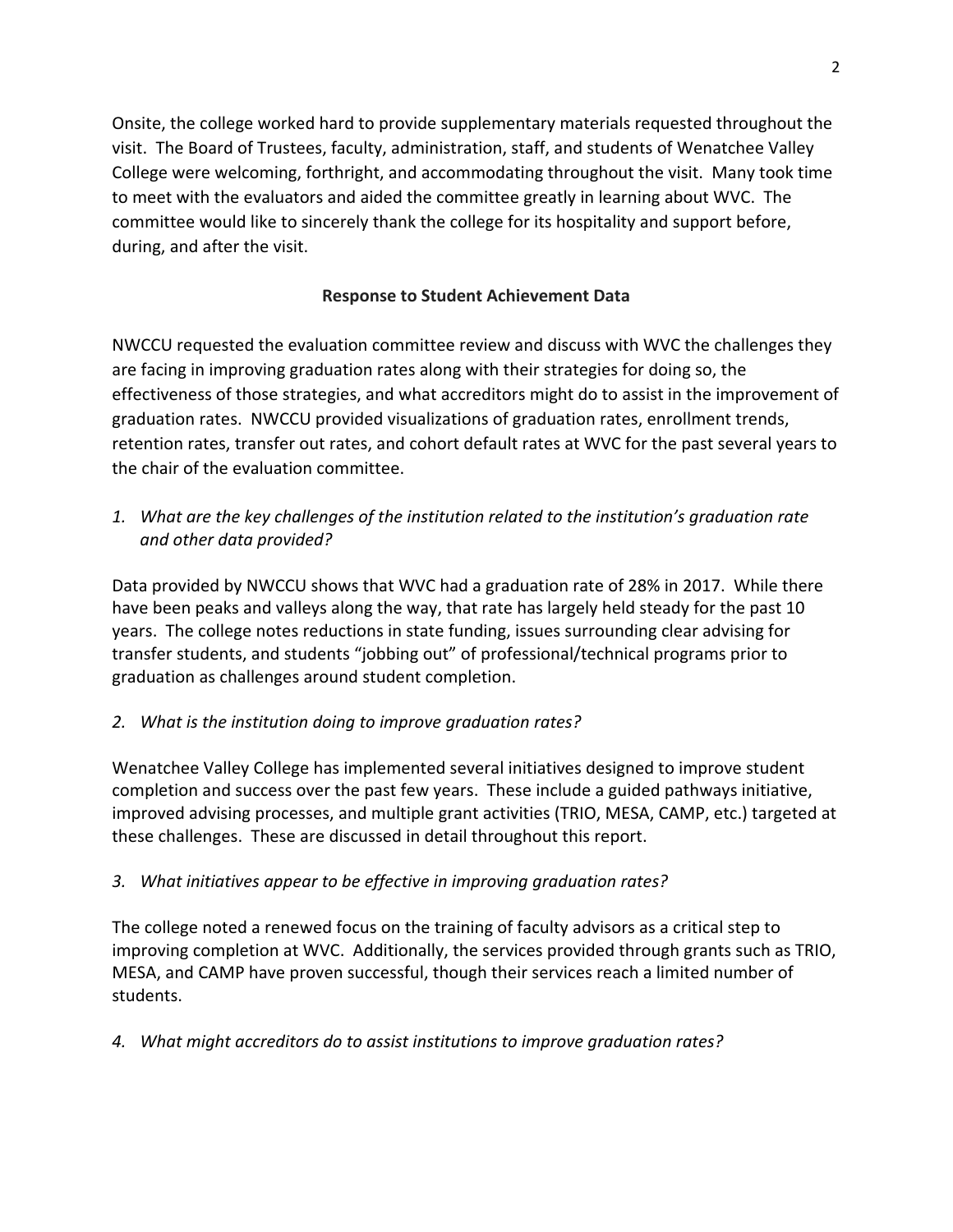Onsite, the college worked hard to provide supplementary materials requested throughout the visit. The Board of Trustees, faculty, administration, staff, and students of Wenatchee Valley College were welcoming, forthright, and accommodating throughout the visit. Many took time to meet with the evaluators and aided the committee greatly in learning about WVC. The committee would like to sincerely thank the college for its hospitality and support before, during, and after the visit.

## Response to Student Achievement Data

NWCCU requested the evaluation committee review and discuss with WVC the challenges they are facing in improving graduation rates along with their strategies for doing so, the effectiveness of those strategies, and what accreditors might do to assist in the improvement of graduation rates. NWCCU provided visualizations of graduation rates, enrollment trends, retention rates, transfer out rates, and cohort default rates at WVC for the past several years to the chair of the evaluation committee.

1. *What are the key challenges of the institution related to the institution's graduation rate and other data provided?*

Data provided by NWCCU shows that WVC had a graduation rate of 28% in 2017. While there have been peaks and valleys along the way, that rate has largely held steady for the past 10 years. The college notes reductions in state funding, issues surrounding clear advising for transfer students, and students "jobbing out" of professional/technical programs prior to graduation as challenges around student completion.

2. *What is the institution doing to improve graduation rates?*

Wenatchee Valley College has implemented several initiatives designed to improve student completion and success over the past few years. These include a guided pathways initiative, improved advising processes, and multiple grant activities (TRIO, MESA, CAMP, etc.) targeted at these challenges. These are discussed in detail throughout this report.

3. *What initiatives appear to be effective in improving graduation rates?*

The college noted a renewed focus on the training of faculty advisors as a critical step to improving completion at WVC. Additionally, the services provided through grants such as TRIO, MESA, and CAMP have proven successful, though their services reach a limited number of students.

4. *What might accreditors do to assist institutions to improve graduation rates?*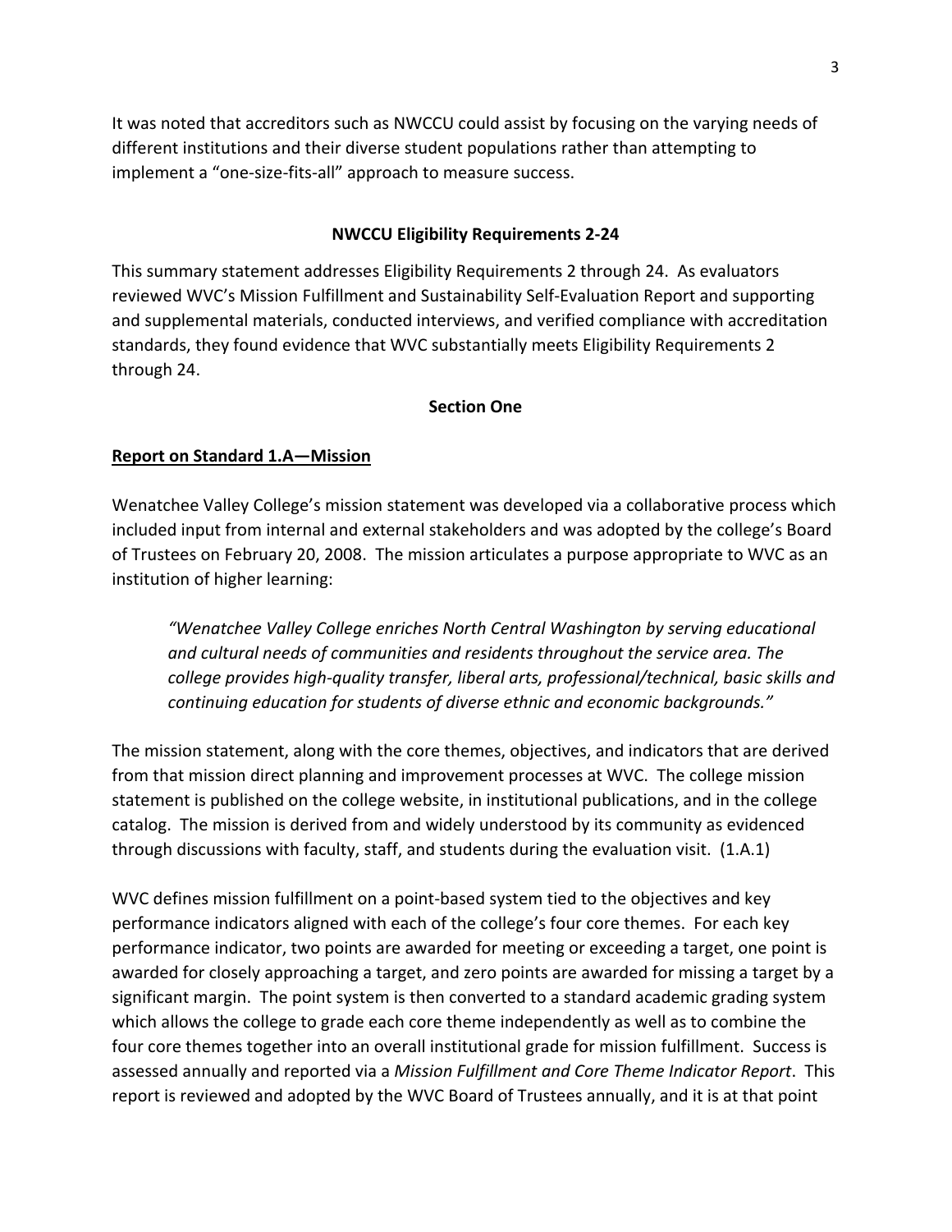It was noted that accreditors such as NWCCU could assist by focusing on the varying needs of different institutions and their diverse student populations rather than attempting to implement a "one-size-fits-all" approach to measure success.

**NWCCU Eligibility Requirements 2-24**

This summary statement addresses Eligibility Requirements 2 through 24. As evaluators reviewed WVC's Mission Fulfillment and Sustainability Self-Evaluation Report and supporting and supplemental materials, conducted interviews, and verified compliance with accreditation standards, they found evidence that WVC substantially meets Eligibility Requirements 2 through 24.

## Section One

**Report on Standard 1.A—Mission**

Wenatchee Valley College's mission statement was developed via a collaborative process which included input from internal and external stakeholders and was adopted by the college's Board of Trustees on February 20, 2008. The mission articulates a purpose appropriate to WVC as an institution of higher learning:

> *"Wenatchee Valley College enriches North Central Washington by serving educational and cultural needs of communities and residents throughout the service area. The college provides high-quality transfer, liberal arts, professional/technical, basic skills and continuing education for students of diverse ethnic and economic backgrounds."*

The mission statement, along with the core themes, objectives, and indicators that are derived from that mission direct planning and improvement processes at WVC. The college mission statement is published on the college website, in institutional publications, and in the college catalog. The mission is derived from and widely understood by its community as evidenced through discussions with faculty, staff, and students during the evaluation visit. (1.A.1)

WVC defines mission fulfillment on a point-based system tied to the objectives and key performance indicators aligned with each of the college's four core themes. For each key performance indicator, two points are awarded for meeting or exceeding a target, one point is awarded for closely approaching a target, and zero points are awarded for missing a target by a significant margin. The point system is then converted to a standard academic grading system which allows the college to grade each core theme independently as well as to combine the four core themes together into an overall institutional grade for mission fulfillment. Success is assessed annually and reported via a *Mission Fulfillment and Core Theme Indicator Report*. This report is reviewed and adopted by the WVC Board of Trustees annually, and it is at that point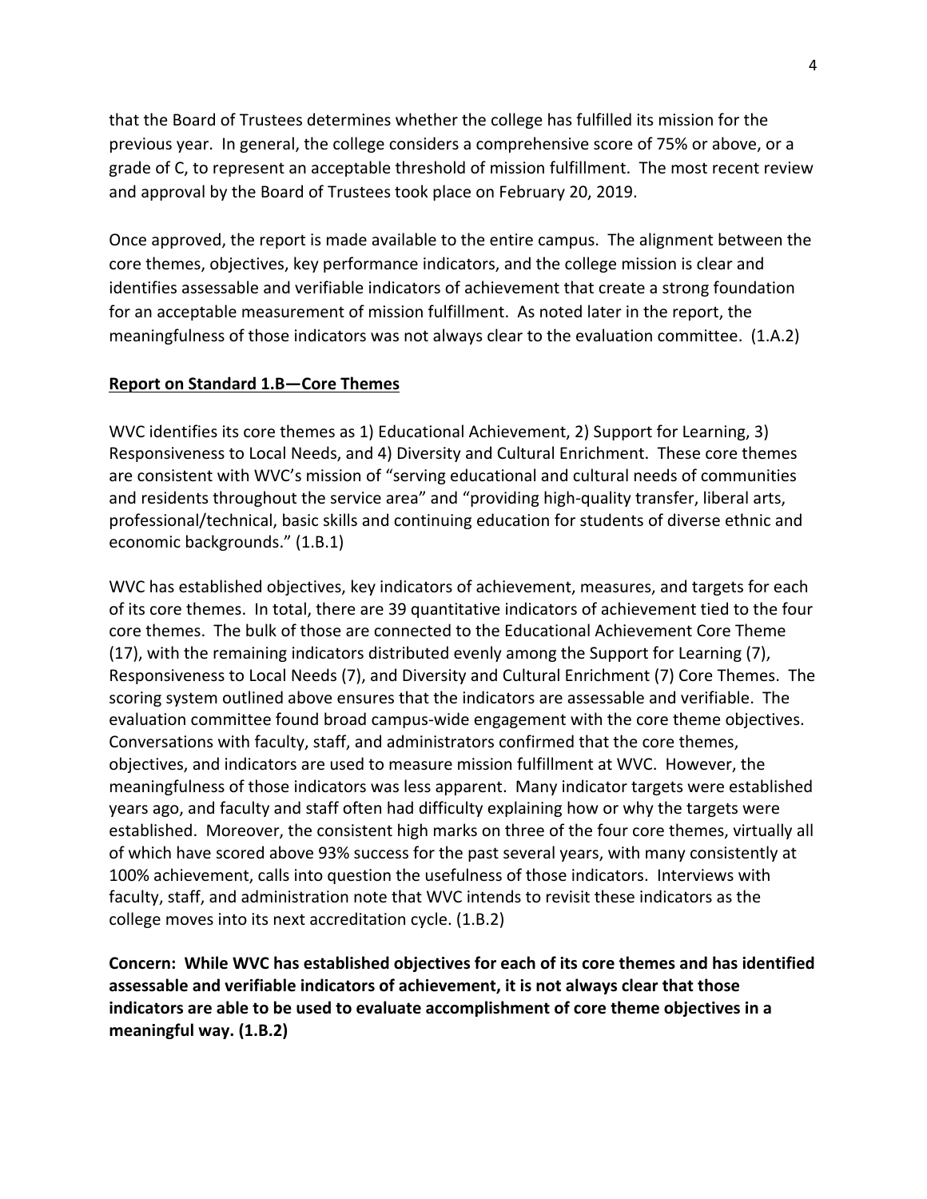that the Board of Trustees determines whether the college has fulfilled its mission for the previous year. In general, the college considers a comprehensive score of 75% or above, or a grade of C, to represent an acceptable threshold of mission fulfillment. The most recent review and approval by the Board of Trustees took place on February 20, 2019.

Once approved, the report is made available to the entire campus. The alignment between the core themes, objectives, key performance indicators, and the college mission is clear and identifies assessable and verifiable indicators of achievement that create a strong foundation for an acceptable measurement of mission fulfillment. As noted later in the report, the meaningfulness of those indicators was not always clear to the evaluation committee. (1.A.2)

## Report on Standard 1.B—Core Themes

WVC identifies its core themes as 1) Educational Achievement, 2) Support for Learning, 3) Responsiveness to Local Needs, and 4) Diversity and Cultural Enrichment. These core themes are consistent with WVC's mission of "serving educational and cultural needs of communities and residents throughout the service area" and "providing high-quality transfer, liberal arts, professional/technical, basic skills and continuing education for students of diverse ethnic and economic backgrounds." (1.B.1)

WVC has established objectives, key indicators of achievement, measures, and targets for each of its core themes. In total, there are 39 quantitative indicators of achievement tied to the four core themes. The bulk of those are connected to the Educational Achievement Core Theme (17), with the remaining indicators distributed evenly among the Support for Learning (7), Responsiveness to Local Needs (7), and Diversity and Cultural Enrichment (7) Core Themes. The scoring system outlined above ensures that the indicators are assessable and verifiable. The evaluation committee found broad campus-wide engagement with the core theme objectives. Conversations with faculty, staff, and administrators confirmed that the core themes, objectives, and indicators are used to measure mission fulfillment at WVC. However, the meaningfulness of those indicators was less apparent. Many indicator targets were established years ago, and faculty and staff often had difficulty explaining how or why the targets were established. Moreover, the consistent high marks on three of the four core themes, virtually all of which have scored above 93% success for the past several years, with many consistently at 100% achievement, calls into question the usefulness of those indicators. Interviews with faculty, staff, and administration note that WVC intends to revisit these indicators as the college moves into its next accreditation cycle. (1.B.2)

**Concern: While WVC has established objectives for each of its core themes and has identified assessable and verifiable indicators of achievement, it is not always clear that those indicators are able to be used to evaluate accomplishment of core theme objectives in a meaningful way. (1.B.2)**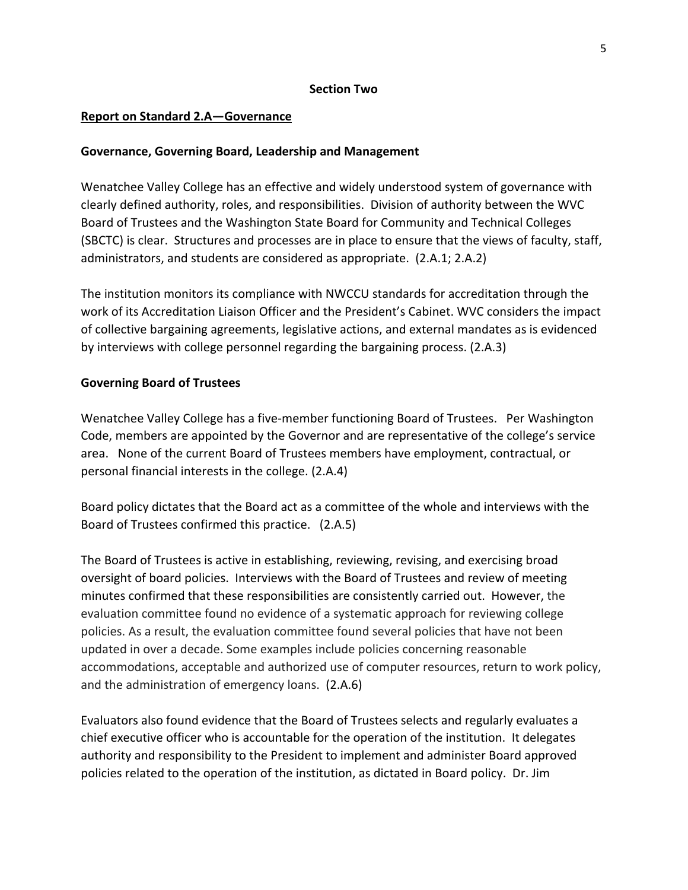## Section Two

### Report on Standard 2.A—Governance

### Governance, Governing Board, Leadership and Management

Wenatchee Valley College has an effective and widely understood system of governance with clearly defined authority, roles, and responsibilities. Division of authority between the WVC Board of Trustees and the Washington State Board for Community and Technical Colleges (SBCTC) is clear. Structures and processes are in place to ensure that the views of faculty, staff, administrators, and students are considered as appropriate. (2.A.1; 2.A.2)

The institution monitors its compliance with NWCCU standards for accreditation through the work of its Accreditation Liaison Officer and the President's Cabinet. WVC considers the impact of collective bargaining agreements, legislative actions, and external mandates as is evidenced by interviews with college personnel regarding the bargaining process. (2.A.3)

### Governing Board of Trustees

Wenatchee Valley College has a five-member functioning Board of Trustees. Per Washington Code, members are appointed by the Governor and are representative of the college's service area. None of the current Board of Trustees members have employment, contractual, or personal financial interests in the college. (2.A.4)

Board policy dictates that the Board act as a committee of the whole and interviews with the Board of Trustees confirmed this practice. (2.A.5)

The Board of Trustees is active in establishing, reviewing, revising, and exercising broad oversight of board policies. Interviews with the Board of Trustees and review of meeting minutes confirmed that these responsibilities are consistently carried out. However, the evaluation committee found no evidence of a systematic approach for reviewing college policies. As a result, the evaluation committee found several policies that have not been updated in over a decade. Some examples include policies concerning reasonable accommodations, acceptable and authorized use of computer resources, return to work policy, and the administration of emergency loans. (2.A.6)

Evaluators also found evidence that the Board of Trustees selects and regularly evaluates a chief executive officer who is accountable for the operation of the institution. It delegates authority and responsibility to the President to implement and administer Board approved policies related to the operation of the institution, as dictated in Board policy. Dr. Jim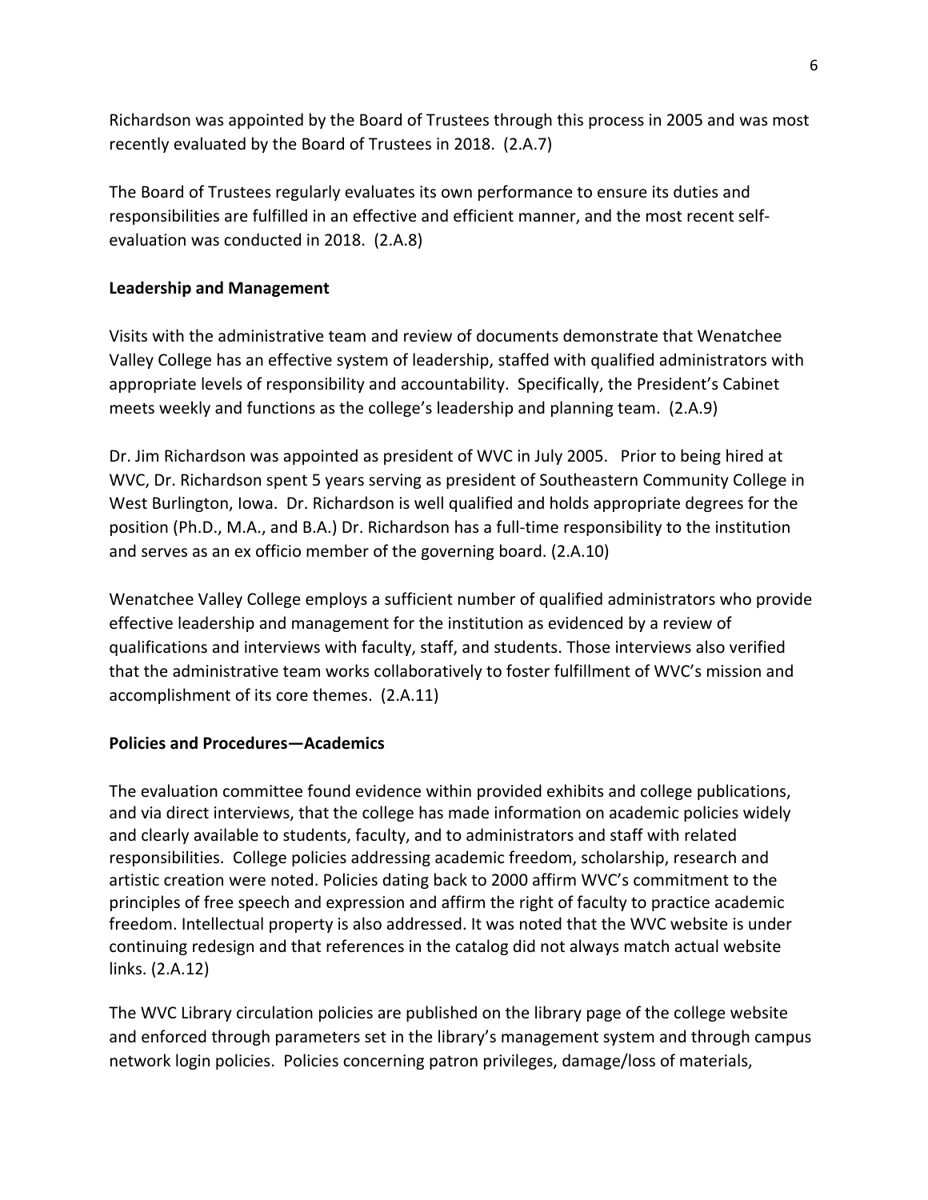Richardson was appointed by the Board of Trustees through this process in 2005 and was most recently evaluated by the Board of Trustees in 2018. (2.A.7)

The Board of Trustees regularly evaluates its own performance to ensure its duties and responsibilities are fulfilled in an effective and efficient manner, and the most recent self-evaluation was conducted in 2018. (2.A.8)

**Leadership and Management**

Visits with the administrative team and review of documents demonstrate that Wenatchee Valley College has an effective system of leadership, staffed with qualified administrators with appropriate levels of responsibility and accountability. Specifically, the President's Cabinet meets weekly and functions as the college's leadership and planning team. (2.A.9)

Dr. Jim Richardson was appointed as president of WVC in July 2005. Prior to being hired at WVC, Dr. Richardson spent 5 years serving as president of Southeastern Community College in West Burlington, Iowa. Dr. Richardson is well qualified and holds appropriate degrees for the position (Ph.D., M.A., and B.A.) Dr. Richardson has a full-time responsibility to the institution and serves as an ex officio member of the governing board. (2.A.10)

Wenatchee Valley College employs a sufficient number of qualified administrators who provide effective leadership and management for the institution as evidenced by a review of qualifications and interviews with faculty, staff, and students. Those interviews also verified that the administrative team works collaboratively to foster fulfillment of WVC's mission and accomplishment of its core themes. (2.A.11)

**Policies and Procedures—Academics**

The evaluation committee found evidence within provided exhibits and college publications, and via direct interviews, that the college has made information on academic policies widely and clearly available to students, faculty, and to administrators and staff with related responsibilities. College policies addressing academic freedom, scholarship, research and artistic creation were noted. Policies dating back to 2000 affirm WVC's commitment to the principles of free speech and expression and affirm the right of faculty to practice academic freedom. Intellectual property is also addressed. It was noted that the WVC website is under continuing redesign and that references in the catalog did not always match actual website links. (2.A.12)

The WVC Library circulation policies are published on the library page of the college website and enforced through parameters set in the library's management system and through campus network login policies. Policies concerning patron privileges, damage/loss of materials,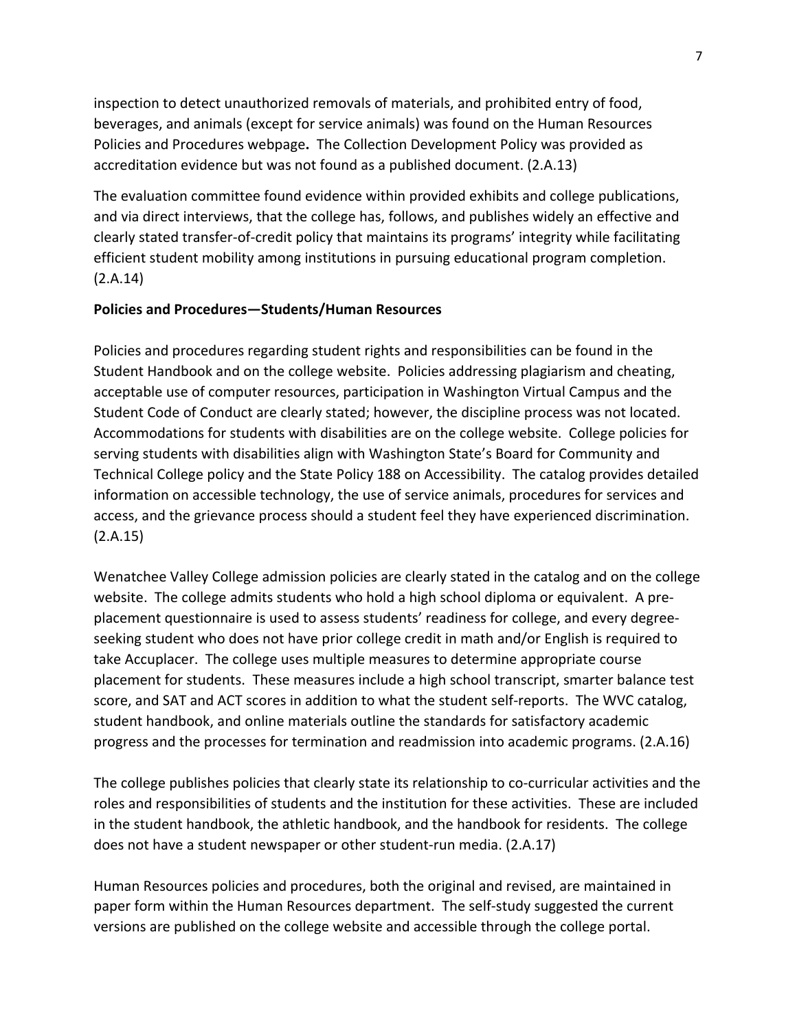inspection to detect unauthorized removals of materials, and prohibited entry of food, beverages, and animals (except for service animals) was found on the Human Resources Policies and Procedures webpage**.** The Collection Development Policy was provided as accreditation evidence but was not found as a published document. (2.A.13)

The evaluation committee found evidence within provided exhibits and college publications, and via direct interviews, that the college has, follows, and publishes widely an effective and clearly stated transfer-of-credit policy that maintains its programs' integrity while facilitating efficient student mobility among institutions in pursuing educational program completion. (2.A.14)

**Policies and Procedures—Students/Human Resources**

Policies and procedures regarding student rights and responsibilities can be found in the Student Handbook and on the college website. Policies addressing plagiarism and cheating, acceptable use of computer resources, participation in Washington Virtual Campus and the Student Code of Conduct are clearly stated; however, the discipline process was not located. Accommodations for students with disabilities are on the college website. College policies for serving students with disabilities align with Washington State's Board for Community and Technical College policy and the State Policy 188 on Accessibility. The catalog provides detailed information on accessible technology, the use of service animals, procedures for services and access, and the grievance process should a student feel they have experienced discrimination. (2.A.15)

Wenatchee Valley College admission policies are clearly stated in the catalog and on the college website. The college admits students who hold a high school diploma or equivalent. A pre-placement questionnaire is used to assess students' readiness for college, and every degree-seeking student who does not have prior college credit in math and/or English is required to take Accuplacer. The college uses multiple measures to determine appropriate course placement for students. These measures include a high school transcript, smarter balance test score, and SAT and ACT scores in addition to what the student self-reports. The WVC catalog, student handbook, and online materials outline the standards for satisfactory academic progress and the processes for termination and readmission into academic programs. (2.A.16)

The college publishes policies that clearly state its relationship to co-curricular activities and the roles and responsibilities of students and the institution for these activities. These are included in the student handbook, the athletic handbook, and the handbook for residents. The college does not have a student newspaper or other student-run media. (2.A.17)

Human Resources policies and procedures, both the original and revised, are maintained in paper form within the Human Resources department. The self-study suggested the current versions are published on the college website and accessible through the college portal.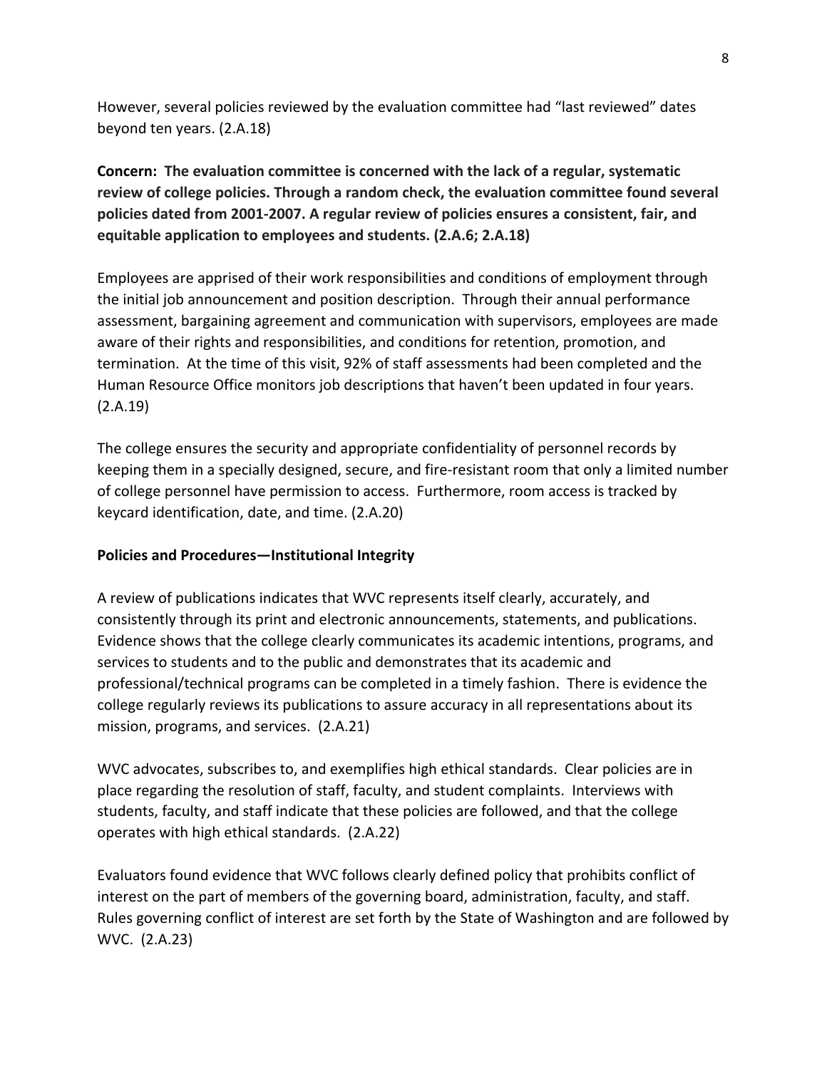However, several policies reviewed by the evaluation committee had "last reviewed" dates beyond ten years. (2.A.18)

**Concern: The evaluation committee is concerned with the lack of a regular, systematic review of college policies. Through a random check, the evaluation committee found several policies dated from 2001-2007. A regular review of policies ensures a consistent, fair, and equitable application to employees and students. (2.A.6; 2.A.18)**

Employees are apprised of their work responsibilities and conditions of employment through the initial job announcement and position description. Through their annual performance assessment, bargaining agreement and communication with supervisors, employees are made aware of their rights and responsibilities, and conditions for retention, promotion, and termination. At the time of this visit, 92% of staff assessments had been completed and the Human Resource Office monitors job descriptions that haven't been updated in four years. (2.A.19)

The college ensures the security and appropriate confidentiality of personnel records by keeping them in a specially designed, secure, and fire-resistant room that only a limited number of college personnel have permission to access. Furthermore, room access is tracked by keycard identification, date, and time. (2.A.20)

**Policies and Procedures—Institutional Integrity**

A review of publications indicates that WVC represents itself clearly, accurately, and consistently through its print and electronic announcements, statements, and publications. Evidence shows that the college clearly communicates its academic intentions, programs, and services to students and to the public and demonstrates that its academic and professional/technical programs can be completed in a timely fashion. There is evidence the college regularly reviews its publications to assure accuracy in all representations about its mission, programs, and services. (2.A.21)

WVC advocates, subscribes to, and exemplifies high ethical standards. Clear policies are in place regarding the resolution of staff, faculty, and student complaints. Interviews with students, faculty, and staff indicate that these policies are followed, and that the college operates with high ethical standards. (2.A.22)

Evaluators found evidence that WVC follows clearly defined policy that prohibits conflict of interest on the part of members of the governing board, administration, faculty, and staff. Rules governing conflict of interest are set forth by the State of Washington and are followed by WVC. (2.A.23)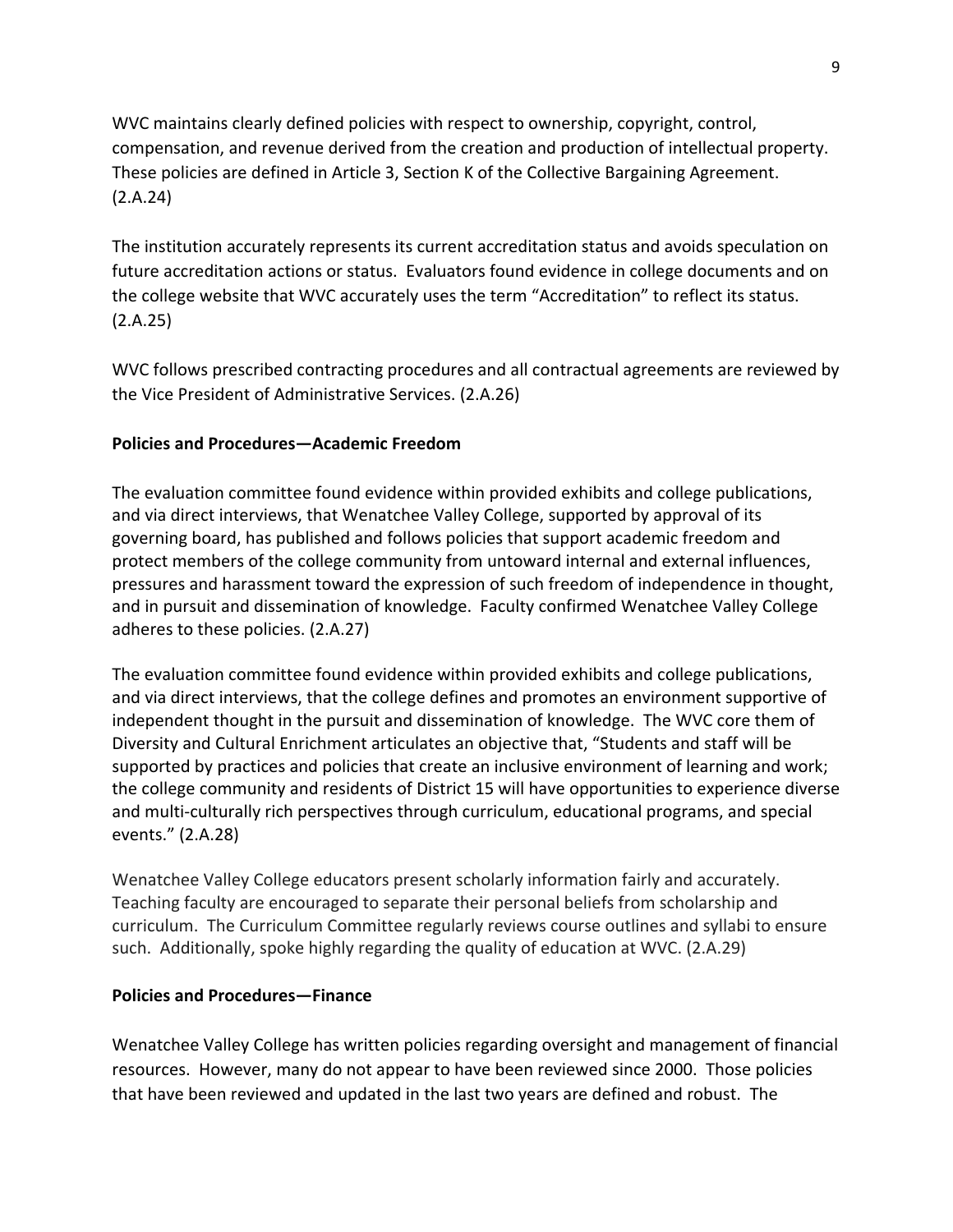WVC maintains clearly defined policies with respect to ownership, copyright, control, compensation, and revenue derived from the creation and production of intellectual property. These policies are defined in Article 3, Section K of the Collective Bargaining Agreement. (2.A.24)

The institution accurately represents its current accreditation status and avoids speculation on future accreditation actions or status. Evaluators found evidence in college documents and on the college website that WVC accurately uses the term "Accreditation" to reflect its status. (2.A.25)

WVC follows prescribed contracting procedures and all contractual agreements are reviewed by the Vice President of Administrative Services. (2.A.26)

**Policies and Procedures—Academic Freedom**

The evaluation committee found evidence within provided exhibits and college publications, and via direct interviews, that Wenatchee Valley College, supported by approval of its governing board, has published and follows policies that support academic freedom and protect members of the college community from untoward internal and external influences, pressures and harassment toward the expression of such freedom of independence in thought, and in pursuit and dissemination of knowledge. Faculty confirmed Wenatchee Valley College adheres to these policies. (2.A.27)

The evaluation committee found evidence within provided exhibits and college publications, and via direct interviews, that the college defines and promotes an environment supportive of independent thought in the pursuit and dissemination of knowledge. The WVC core them of Diversity and Cultural Enrichment articulates an objective that, "Students and staff will be supported by practices and policies that create an inclusive environment of learning and work; the college community and residents of District 15 will have opportunities to experience diverse and multi-culturally rich perspectives through curriculum, educational programs, and special events." (2.A.28)

Wenatchee Valley College educators present scholarly information fairly and accurately. Teaching faculty are encouraged to separate their personal beliefs from scholarship and curriculum. The Curriculum Committee regularly reviews course outlines and syllabi to ensure such. Additionally, spoke highly regarding the quality of education at WVC. (2.A.29)

**Policies and Procedures—Finance**

Wenatchee Valley College has written policies regarding oversight and management of financial resources. However, many do not appear to have been reviewed since 2000. Those policies that have been reviewed and updated in the last two years are defined and robust. The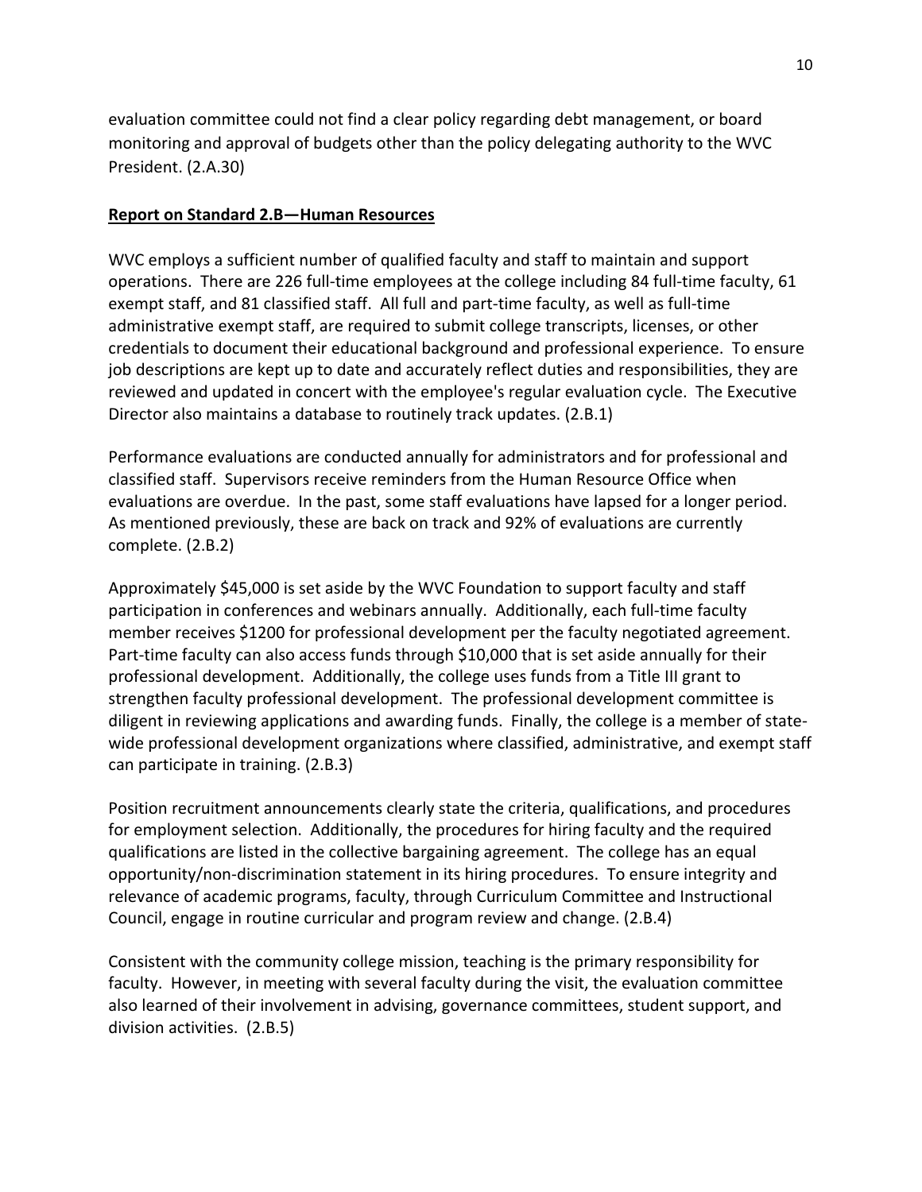evaluation committee could not find a clear policy regarding debt management, or board monitoring and approval of budgets other than the policy delegating authority to the WVC President. (2.A.30)

## Report on Standard 2.B—Human Resources

WVC employs a sufficient number of qualified faculty and staff to maintain and support operations. There are 226 full-time employees at the college including 84 full-time faculty, 61 exempt staff, and 81 classified staff. All full and part-time faculty, as well as full-time administrative exempt staff, are required to submit college transcripts, licenses, or other credentials to document their educational background and professional experience. To ensure job descriptions are kept up to date and accurately reflect duties and responsibilities, they are reviewed and updated in concert with the employee's regular evaluation cycle. The Executive Director also maintains a database to routinely track updates. (2.B.1)

Performance evaluations are conducted annually for administrators and for professional and classified staff. Supervisors receive reminders from the Human Resource Office when evaluations are overdue. In the past, some staff evaluations have lapsed for a longer period. As mentioned previously, these are back on track and 92% of evaluations are currently complete. (2.B.2)

Approximately $45,000 is set aside by the WVC Foundation to support faculty and staff participation in conferences and webinars annually. Additionally, each full-time faculty member receives $1200 for professional development per the faculty negotiated agreement. Part-time faculty can also access funds through $10,000 that is set aside annually for their professional development. Additionally, the college uses funds from a Title III grant to strengthen faculty professional development. The professional development committee is diligent in reviewing applications and awarding funds. Finally, the college is a member of state-wide professional development organizations where classified, administrative, and exempt staff can participate in training. (2.B.3)

Position recruitment announcements clearly state the criteria, qualifications, and procedures for employment selection. Additionally, the procedures for hiring faculty and the required qualifications are listed in the collective bargaining agreement. The college has an equal opportunity/non-discrimination statement in its hiring procedures. To ensure integrity and relevance of academic programs, faculty, through Curriculum Committee and Instructional Council, engage in routine curricular and program review and change. (2.B.4)

Consistent with the community college mission, teaching is the primary responsibility for faculty. However, in meeting with several faculty during the visit, the evaluation committee also learned of their involvement in advising, governance committees, student support, and division activities. (2.B.5)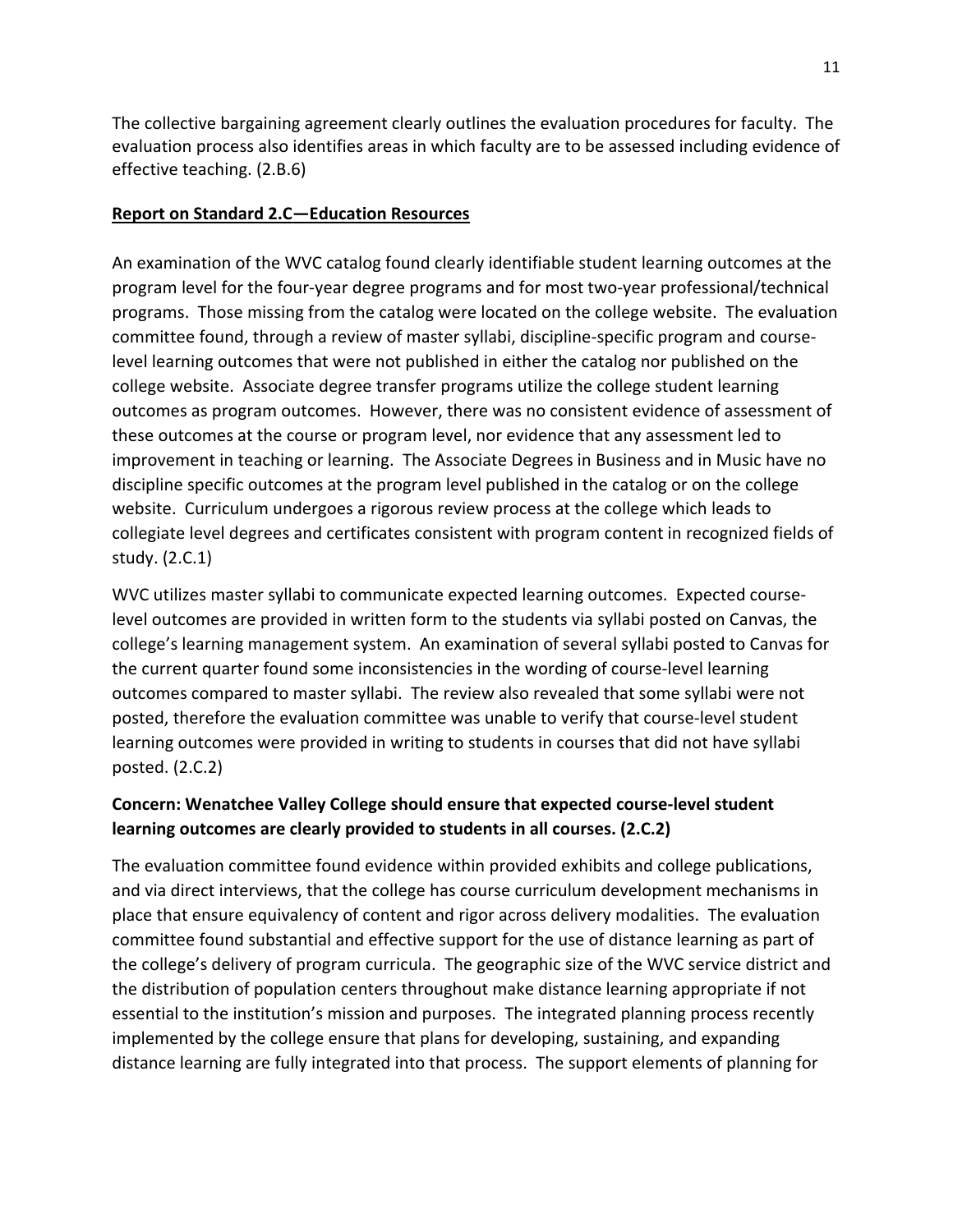The collective bargaining agreement clearly outlines the evaluation procedures for faculty. The evaluation process also identifies areas in which faculty are to be assessed including evidence of effective teaching. (2.B.6)

**Report on Standard 2.C—Education Resources**

An examination of the WVC catalog found clearly identifiable student learning outcomes at the program level for the four-year degree programs and for most two-year professional/technical programs. Those missing from the catalog were located on the college website. The evaluation committee found, through a review of master syllabi, discipline-specific program and course-level learning outcomes that were not published in either the catalog nor published on the college website. Associate degree transfer programs utilize the college student learning outcomes as program outcomes. However, there was no consistent evidence of assessment of these outcomes at the course or program level, nor evidence that any assessment led to improvement in teaching or learning. The Associate Degrees in Business and in Music have no discipline specific outcomes at the program level published in the catalog or on the college website. Curriculum undergoes a rigorous review process at the college which leads to collegiate level degrees and certificates consistent with program content in recognized fields of study. (2.C.1)

WVC utilizes master syllabi to communicate expected learning outcomes. Expected course-level outcomes are provided in written form to the students via syllabi posted on Canvas, the college's learning management system. An examination of several syllabi posted to Canvas for the current quarter found some inconsistencies in the wording of course-level learning outcomes compared to master syllabi. The review also revealed that some syllabi were not posted, therefore the evaluation committee was unable to verify that course-level student learning outcomes were provided in writing to students in courses that did not have syllabi posted. (2.C.2)

**Concern: Wenatchee Valley College should ensure that expected course-level student learning outcomes are clearly provided to students in all courses. (2.C.2)**

The evaluation committee found evidence within provided exhibits and college publications, and via direct interviews, that the college has course curriculum development mechanisms in place that ensure equivalency of content and rigor across delivery modalities. The evaluation committee found substantial and effective support for the use of distance learning as part of the college's delivery of program curricula. The geographic size of the WVC service district and the distribution of population centers throughout make distance learning appropriate if not essential to the institution's mission and purposes. The integrated planning process recently implemented by the college ensure that plans for developing, sustaining, and expanding distance learning are fully integrated into that process. The support elements of planning for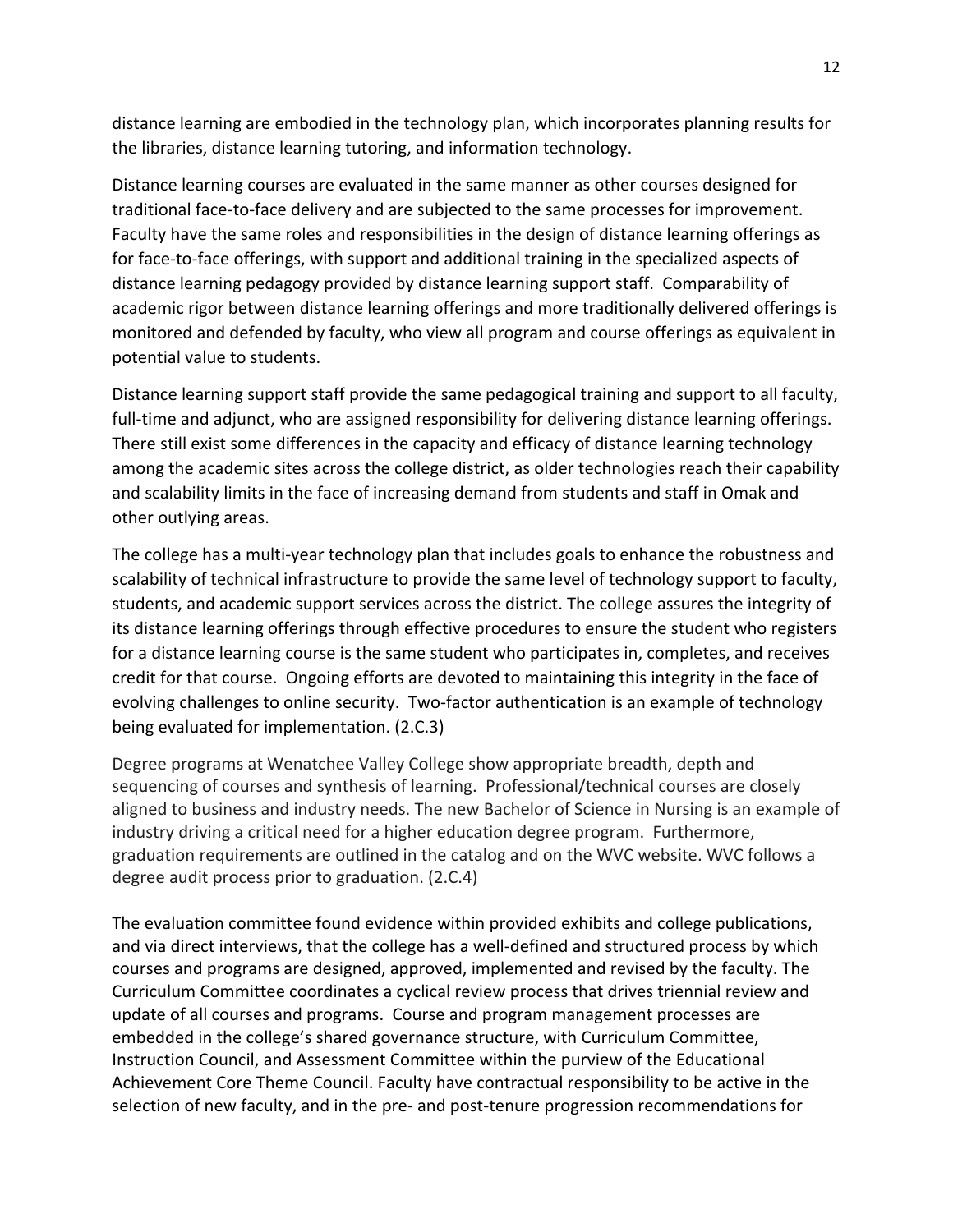distance learning are embodied in the technology plan, which incorporates planning results for the libraries, distance learning tutoring, and information technology.

Distance learning courses are evaluated in the same manner as other courses designed for traditional face-to-face delivery and are subjected to the same processes for improvement. Faculty have the same roles and responsibilities in the design of distance learning offerings as for face-to-face offerings, with support and additional training in the specialized aspects of distance learning pedagogy provided by distance learning support staff. Comparability of academic rigor between distance learning offerings and more traditionally delivered offerings is monitored and defended by faculty, who view all program and course offerings as equivalent in potential value to students.

Distance learning support staff provide the same pedagogical training and support to all faculty, full-time and adjunct, who are assigned responsibility for delivering distance learning offerings. There still exist some differences in the capacity and efficacy of distance learning technology among the academic sites across the college district, as older technologies reach their capability and scalability limits in the face of increasing demand from students and staff in Omak and other outlying areas.

The college has a multi-year technology plan that includes goals to enhance the robustness and scalability of technical infrastructure to provide the same level of technology support to faculty, students, and academic support services across the district. The college assures the integrity of its distance learning offerings through effective procedures to ensure the student who registers for a distance learning course is the same student who participates in, completes, and receives credit for that course. Ongoing efforts are devoted to maintaining this integrity in the face of evolving challenges to online security. Two-factor authentication is an example of technology being evaluated for implementation. (2.C.3)

Degree programs at Wenatchee Valley College show appropriate breadth, depth and sequencing of courses and synthesis of learning. Professional/technical courses are closely aligned to business and industry needs. The new Bachelor of Science in Nursing is an example of industry driving a critical need for a higher education degree program. Furthermore, graduation requirements are outlined in the catalog and on the WVC website. WVC follows a degree audit process prior to graduation. (2.C.4)

The evaluation committee found evidence within provided exhibits and college publications, and via direct interviews, that the college has a well-defined and structured process by which courses and programs are designed, approved, implemented and revised by the faculty. The Curriculum Committee coordinates a cyclical review process that drives triennial review and update of all courses and programs. Course and program management processes are embedded in the college's shared governance structure, with Curriculum Committee, Instruction Council, and Assessment Committee within the purview of the Educational Achievement Core Theme Council. Faculty have contractual responsibility to be active in the selection of new faculty, and in the pre- and post-tenure progression recommendations for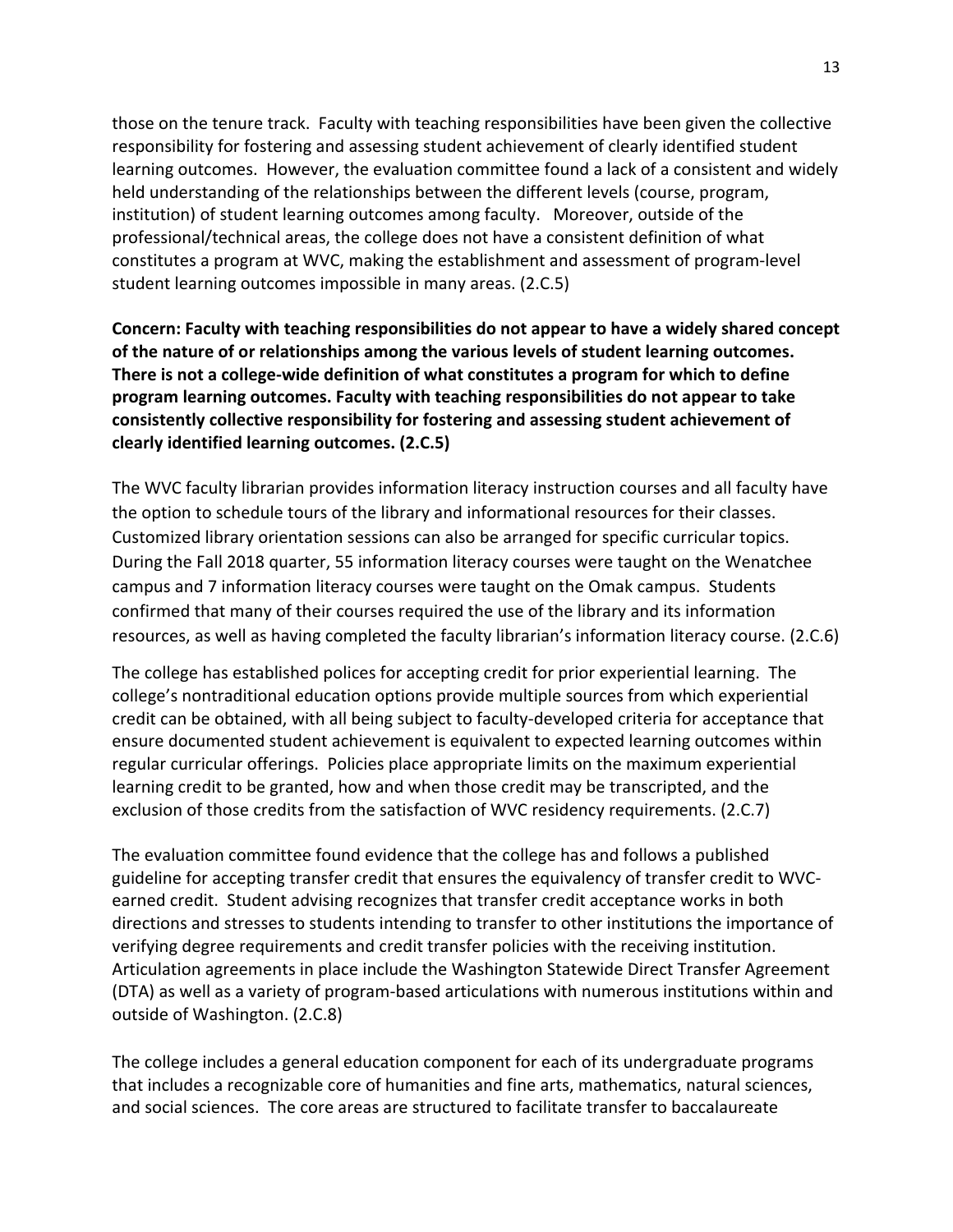those on the tenure track. Faculty with teaching responsibilities have been given the collective responsibility for fostering and assessing student achievement of clearly identified student learning outcomes. However, the evaluation committee found a lack of a consistent and widely held understanding of the relationships between the different levels (course, program, institution) of student learning outcomes among faculty. Moreover, outside of the professional/technical areas, the college does not have a consistent definition of what constitutes a program at WVC, making the establishment and assessment of program-level student learning outcomes impossible in many areas. (2.C.5)

**Concern: Faculty with teaching responsibilities do not appear to have a widely shared concept of the nature of or relationships among the various levels of student learning outcomes. There is not a college-wide definition of what constitutes a program for which to define program learning outcomes. Faculty with teaching responsibilities do not appear to take consistently collective responsibility for fostering and assessing student achievement of clearly identified learning outcomes. (2.C.5)**

The WVC faculty librarian provides information literacy instruction courses and all faculty have the option to schedule tours of the library and informational resources for their classes. Customized library orientation sessions can also be arranged for specific curricular topics. During the Fall 2018 quarter, 55 information literacy courses were taught on the Wenatchee campus and 7 information literacy courses were taught on the Omak campus. Students confirmed that many of their courses required the use of the library and its information resources, as well as having completed the faculty librarian's information literacy course. (2.C.6)

The college has established polices for accepting credit for prior experiential learning. The college's nontraditional education options provide multiple sources from which experiential credit can be obtained, with all being subject to faculty-developed criteria for acceptance that ensure documented student achievement is equivalent to expected learning outcomes within regular curricular offerings. Policies place appropriate limits on the maximum experiential learning credit to be granted, how and when those credit may be transcripted, and the exclusion of those credits from the satisfaction of WVC residency requirements. (2.C.7)

The evaluation committee found evidence that the college has and follows a published guideline for accepting transfer credit that ensures the equivalency of transfer credit to WVC-earned credit. Student advising recognizes that transfer credit acceptance works in both directions and stresses to students intending to transfer to other institutions the importance of verifying degree requirements and credit transfer policies with the receiving institution. Articulation agreements in place include the Washington Statewide Direct Transfer Agreement (DTA) as well as a variety of program-based articulations with numerous institutions within and outside of Washington. (2.C.8)

The college includes a general education component for each of its undergraduate programs that includes a recognizable core of humanities and fine arts, mathematics, natural sciences, and social sciences. The core areas are structured to facilitate transfer to baccalaureate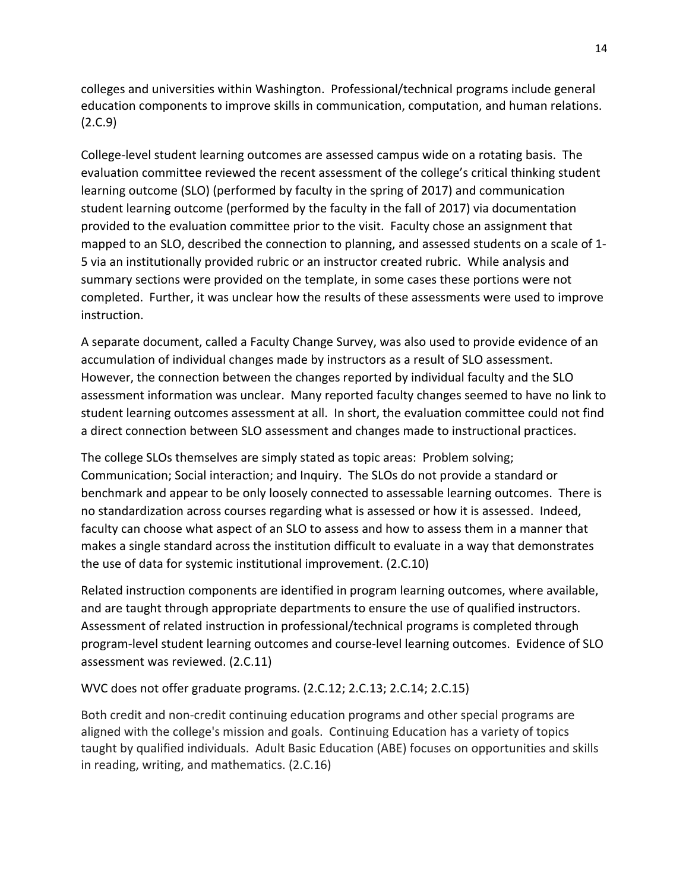colleges and universities within Washington. Professional/technical programs include general education components to improve skills in communication, computation, and human relations. (2.C.9)

College-level student learning outcomes are assessed campus wide on a rotating basis. The evaluation committee reviewed the recent assessment of the college's critical thinking student learning outcome (SLO) (performed by faculty in the spring of 2017) and communication student learning outcome (performed by the faculty in the fall of 2017) via documentation provided to the evaluation committee prior to the visit. Faculty chose an assignment that mapped to an SLO, described the connection to planning, and assessed students on a scale of 1-5 via an institutionally provided rubric or an instructor created rubric. While analysis and summary sections were provided on the template, in some cases these portions were not completed. Further, it was unclear how the results of these assessments were used to improve instruction.

A separate document, called a Faculty Change Survey, was also used to provide evidence of an accumulation of individual changes made by instructors as a result of SLO assessment. However, the connection between the changes reported by individual faculty and the SLO assessment information was unclear. Many reported faculty changes seemed to have no link to student learning outcomes assessment at all. In short, the evaluation committee could not find a direct connection between SLO assessment and changes made to instructional practices.

The college SLOs themselves are simply stated as topic areas: Problem solving; Communication; Social interaction; and Inquiry. The SLOs do not provide a standard or benchmark and appear to be only loosely connected to assessable learning outcomes. There is no standardization across courses regarding what is assessed or how it is assessed. Indeed, faculty can choose what aspect of an SLO to assess and how to assess them in a manner that makes a single standard across the institution difficult to evaluate in a way that demonstrates the use of data for systemic institutional improvement. (2.C.10)

Related instruction components are identified in program learning outcomes, where available, and are taught through appropriate departments to ensure the use of qualified instructors. Assessment of related instruction in professional/technical programs is completed through program-level student learning outcomes and course-level learning outcomes. Evidence of SLO assessment was reviewed. (2.C.11)

WVC does not offer graduate programs. (2.C.12; 2.C.13; 2.C.14; 2.C.15)

Both credit and non-credit continuing education programs and other special programs are aligned with the college's mission and goals. Continuing Education has a variety of topics taught by qualified individuals. Adult Basic Education (ABE) focuses on opportunities and skills in reading, writing, and mathematics. (2.C.16)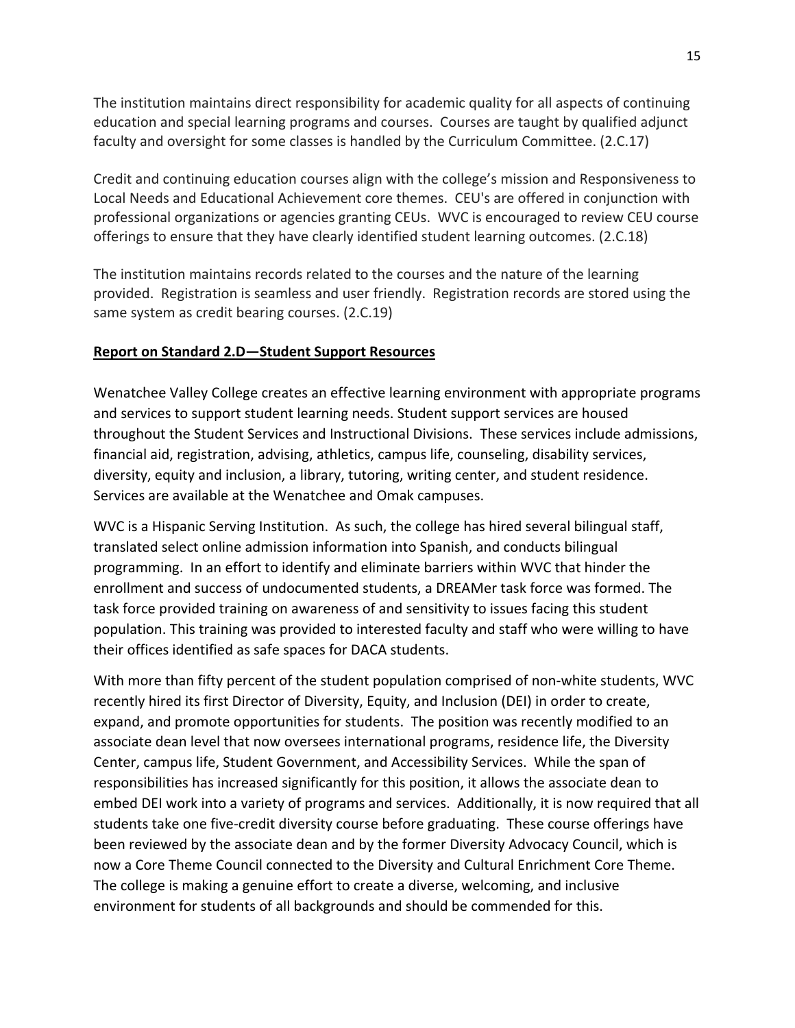The institution maintains direct responsibility for academic quality for all aspects of continuing education and special learning programs and courses. Courses are taught by qualified adjunct faculty and oversight for some classes is handled by the Curriculum Committee. (2.C.17)

Credit and continuing education courses align with the college's mission and Responsiveness to Local Needs and Educational Achievement core themes. CEU's are offered in conjunction with professional organizations or agencies granting CEUs. WVC is encouraged to review CEU course offerings to ensure that they have clearly identified student learning outcomes. (2.C.18)

The institution maintains records related to the courses and the nature of the learning provided. Registration is seamless and user friendly. Registration records are stored using the same system as credit bearing courses. (2.C.19)

## Report on Standard 2.D—Student Support Resources

Wenatchee Valley College creates an effective learning environment with appropriate programs and services to support student learning needs. Student support services are housed throughout the Student Services and Instructional Divisions. These services include admissions, financial aid, registration, advising, athletics, campus life, counseling, disability services, diversity, equity and inclusion, a library, tutoring, writing center, and student residence. Services are available at the Wenatchee and Omak campuses.

WVC is a Hispanic Serving Institution. As such, the college has hired several bilingual staff, translated select online admission information into Spanish, and conducts bilingual programming. In an effort to identify and eliminate barriers within WVC that hinder the enrollment and success of undocumented students, a DREAMer task force was formed. The task force provided training on awareness of and sensitivity to issues facing this student population. This training was provided to interested faculty and staff who were willing to have their offices identified as safe spaces for DACA students.

With more than fifty percent of the student population comprised of non-white students, WVC recently hired its first Director of Diversity, Equity, and Inclusion (DEI) in order to create, expand, and promote opportunities for students. The position was recently modified to an associate dean level that now oversees international programs, residence life, the Diversity Center, campus life, Student Government, and Accessibility Services. While the span of responsibilities has increased significantly for this position, it allows the associate dean to embed DEI work into a variety of programs and services. Additionally, it is now required that all students take one five-credit diversity course before graduating. These course offerings have been reviewed by the associate dean and by the former Diversity Advocacy Council, which is now a Core Theme Council connected to the Diversity and Cultural Enrichment Core Theme. The college is making a genuine effort to create a diverse, welcoming, and inclusive environment for students of all backgrounds and should be commended for this.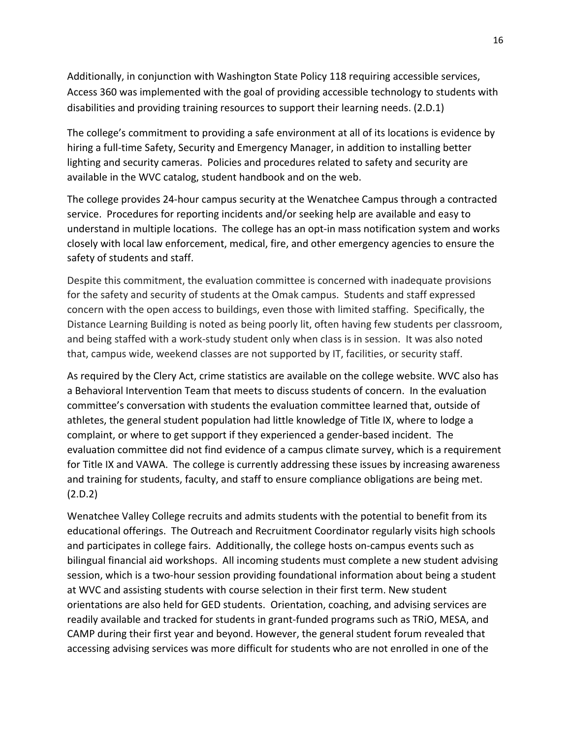Additionally, in conjunction with Washington State Policy 118 requiring accessible services, Access 360 was implemented with the goal of providing accessible technology to students with disabilities and providing training resources to support their learning needs. (2.D.1)

The college's commitment to providing a safe environment at all of its locations is evidence by hiring a full-time Safety, Security and Emergency Manager, in addition to installing better lighting and security cameras. Policies and procedures related to safety and security are available in the WVC catalog, student handbook and on the web.

The college provides 24-hour campus security at the Wenatchee Campus through a contracted service. Procedures for reporting incidents and/or seeking help are available and easy to understand in multiple locations. The college has an opt-in mass notification system and works closely with local law enforcement, medical, fire, and other emergency agencies to ensure the safety of students and staff.

Despite this commitment, the evaluation committee is concerned with inadequate provisions for the safety and security of students at the Omak campus. Students and staff expressed concern with the open access to buildings, even those with limited staffing. Specifically, the Distance Learning Building is noted as being poorly lit, often having few students per classroom, and being staffed with a work-study student only when class is in session. It was also noted that, campus wide, weekend classes are not supported by IT, facilities, or security staff.

As required by the Clery Act, crime statistics are available on the college website. WVC also has a Behavioral Intervention Team that meets to discuss students of concern. In the evaluation committee's conversation with students the evaluation committee learned that, outside of athletes, the general student population had little knowledge of Title IX, where to lodge a complaint, or where to get support if they experienced a gender-based incident. The evaluation committee did not find evidence of a campus climate survey, which is a requirement for Title IX and VAWA. The college is currently addressing these issues by increasing awareness and training for students, faculty, and staff to ensure compliance obligations are being met. (2.D.2)

Wenatchee Valley College recruits and admits students with the potential to benefit from its educational offerings. The Outreach and Recruitment Coordinator regularly visits high schools and participates in college fairs. Additionally, the college hosts on-campus events such as bilingual financial aid workshops. All incoming students must complete a new student advising session, which is a two-hour session providing foundational information about being a student at WVC and assisting students with course selection in their first term. New student orientations are also held for GED students. Orientation, coaching, and advising services are readily available and tracked for students in grant-funded programs such as TRiO, MESA, and CAMP during their first year and beyond. However, the general student forum revealed that accessing advising services was more difficult for students who are not enrolled in one of the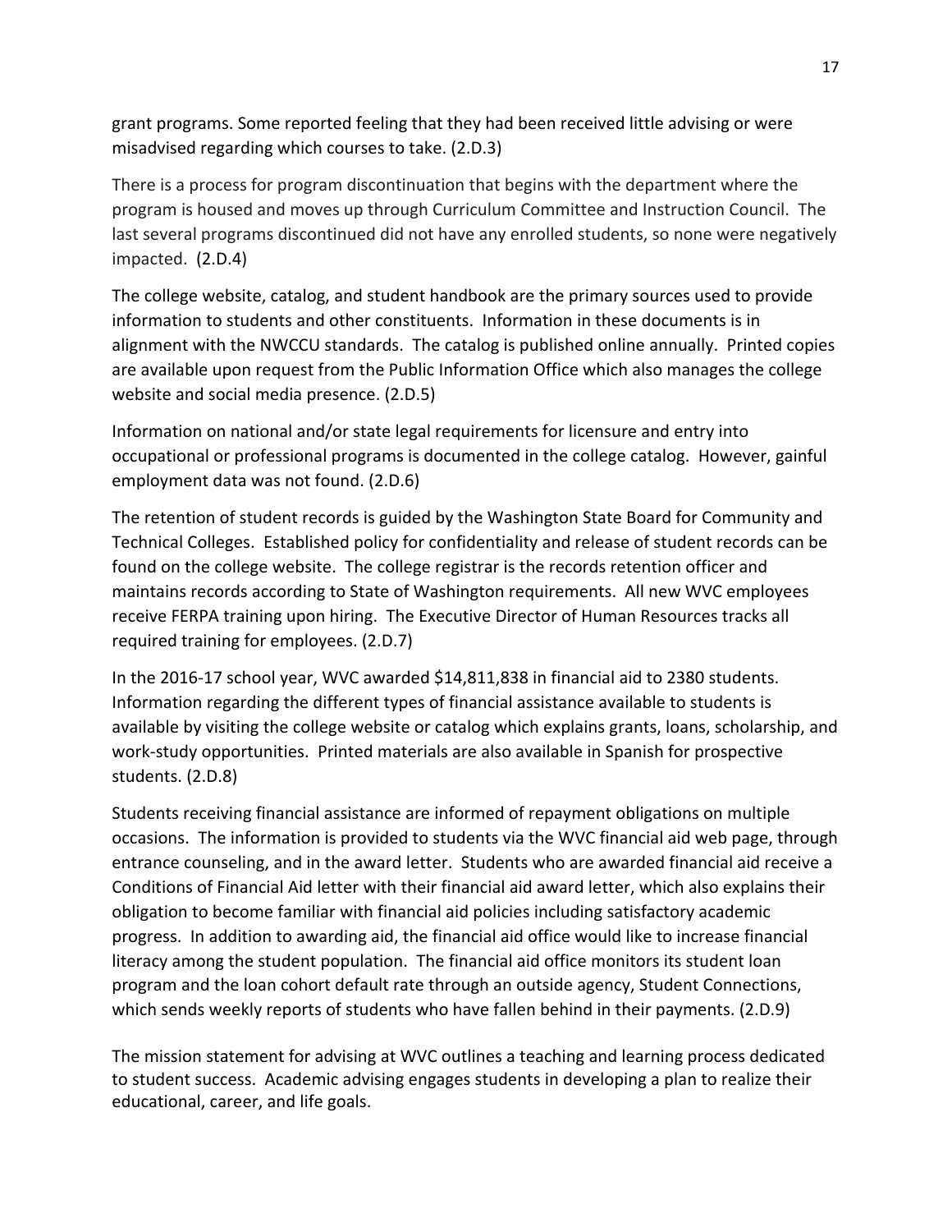grant programs. Some reported feeling that they had been received little advising or were misadvised regarding which courses to take. (2.D.3)

There is a process for program discontinuation that begins with the department where the program is housed and moves up through Curriculum Committee and Instruction Council. The last several programs discontinued did not have any enrolled students, so none were negatively impacted. (2.D.4)

The college website, catalog, and student handbook are the primary sources used to provide information to students and other constituents. Information in these documents is in alignment with the NWCCU standards. The catalog is published online annually. Printed copies are available upon request from the Public Information Office which also manages the college website and social media presence. (2.D.5)

Information on national and/or state legal requirements for licensure and entry into occupational or professional programs is documented in the college catalog. However, gainful employment data was not found. (2.D.6)

The retention of student records is guided by the Washington State Board for Community and Technical Colleges. Established policy for confidentiality and release of student records can be found on the college website. The college registrar is the records retention officer and maintains records according to State of Washington requirements. All new WVC employees receive FERPA training upon hiring. The Executive Director of Human Resources tracks all required training for employees. (2.D.7)

In the 2016-17 school year, WVC awarded $14,811,838 in financial aid to 2380 students. Information regarding the different types of financial assistance available to students is available by visiting the college website or catalog which explains grants, loans, scholarship, and work-study opportunities. Printed materials are also available in Spanish for prospective students. (2.D.8)

Students receiving financial assistance are informed of repayment obligations on multiple occasions. The information is provided to students via the WVC financial aid web page, through entrance counseling, and in the award letter. Students who are awarded financial aid receive a Conditions of Financial Aid letter with their financial aid award letter, which also explains their obligation to become familiar with financial aid policies including satisfactory academic progress. In addition to awarding aid, the financial aid office would like to increase financial literacy among the student population. The financial aid office monitors its student loan program and the loan cohort default rate through an outside agency, Student Connections, which sends weekly reports of students who have fallen behind in their payments. (2.D.9)

The mission statement for advising at WVC outlines a teaching and learning process dedicated to student success. Academic advising engages students in developing a plan to realize their educational, career, and life goals.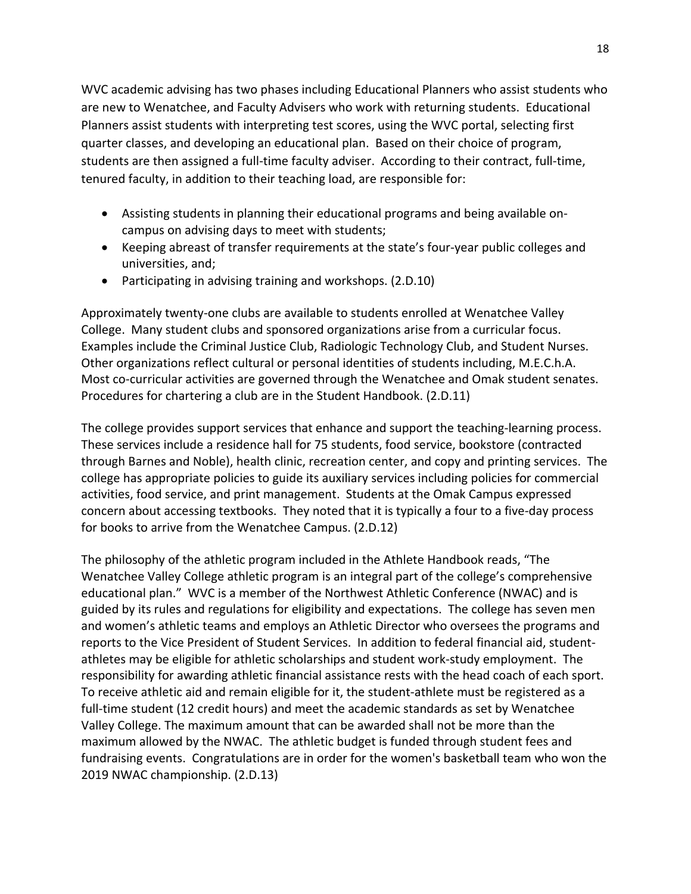WVC academic advising has two phases including Educational Planners who assist students who are new to Wenatchee, and Faculty Advisers who work with returning students. Educational Planners assist students with interpreting test scores, using the WVC portal, selecting first quarter classes, and developing an educational plan. Based on their choice of program, students are then assigned a full-time faculty adviser. According to their contract, full-time, tenured faculty, in addition to their teaching load, are responsible for:

- Assisting students in planning their educational programs and being available on-campus on advising days to meet with students;
- Keeping abreast of transfer requirements at the state's four-year public colleges and universities, and;
- Participating in advising training and workshops. (2.D.10)

Approximately twenty-one clubs are available to students enrolled at Wenatchee Valley College. Many student clubs and sponsored organizations arise from a curricular focus. Examples include the Criminal Justice Club, Radiologic Technology Club, and Student Nurses. Other organizations reflect cultural or personal identities of students including, M.E.C.h.A. Most co-curricular activities are governed through the Wenatchee and Omak student senates. Procedures for chartering a club are in the Student Handbook. (2.D.11)

The college provides support services that enhance and support the teaching-learning process. These services include a residence hall for 75 students, food service, bookstore (contracted through Barnes and Noble), health clinic, recreation center, and copy and printing services. The college has appropriate policies to guide its auxiliary services including policies for commercial activities, food service, and print management. Students at the Omak Campus expressed concern about accessing textbooks. They noted that it is typically a four to a five-day process for books to arrive from the Wenatchee Campus. (2.D.12)

The philosophy of the athletic program included in the Athlete Handbook reads, "The Wenatchee Valley College athletic program is an integral part of the college's comprehensive educational plan." WVC is a member of the Northwest Athletic Conference (NWAC) and is guided by its rules and regulations for eligibility and expectations. The college has seven men and women's athletic teams and employs an Athletic Director who oversees the programs and reports to the Vice President of Student Services. In addition to federal financial aid, student-athletes may be eligible for athletic scholarships and student work-study employment. The responsibility for awarding athletic financial assistance rests with the head coach of each sport. To receive athletic aid and remain eligible for it, the student-athlete must be registered as a full-time student (12 credit hours) and meet the academic standards as set by Wenatchee Valley College. The maximum amount that can be awarded shall not be more than the maximum allowed by the NWAC. The athletic budget is funded through student fees and fundraising events. Congratulations are in order for the women's basketball team who won the 2019 NWAC championship. (2.D.13)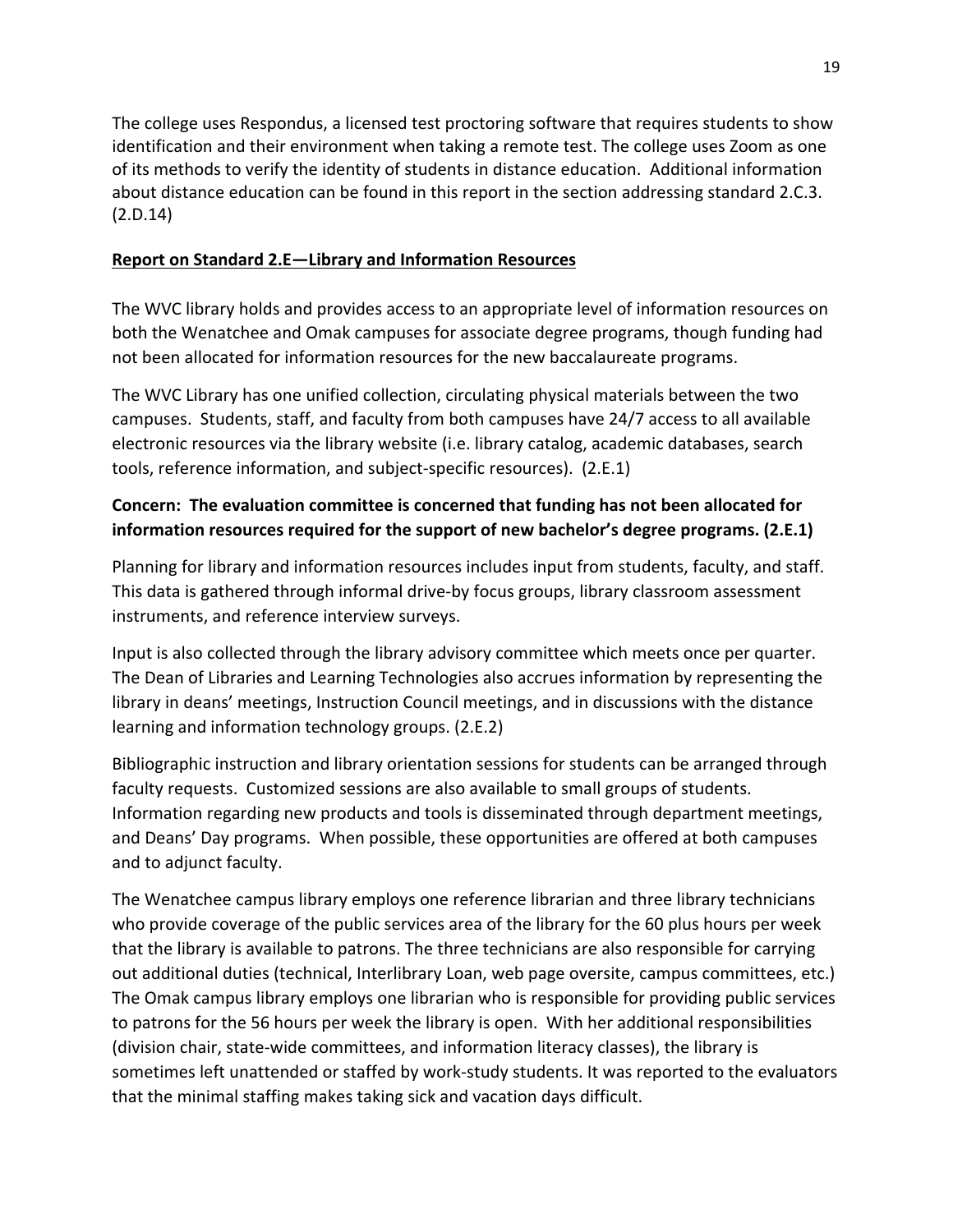The college uses Respondus, a licensed test proctoring software that requires students to show identification and their environment when taking a remote test. The college uses Zoom as one of its methods to verify the identity of students in distance education. Additional information about distance education can be found in this report in the section addressing standard 2.C.3. (2.D.14)

**Report on Standard 2.E—Library and Information Resources**

The WVC library holds and provides access to an appropriate level of information resources on both the Wenatchee and Omak campuses for associate degree programs, though funding had not been allocated for information resources for the new baccalaureate programs.

The WVC Library has one unified collection, circulating physical materials between the two campuses. Students, staff, and faculty from both campuses have 24/7 access to all available electronic resources via the library website (i.e. library catalog, academic databases, search tools, reference information, and subject-specific resources). (2.E.1)

**Concern: The evaluation committee is concerned that funding has not been allocated for information resources required for the support of new bachelor's degree programs. (2.E.1)**

Planning for library and information resources includes input from students, faculty, and staff. This data is gathered through informal drive-by focus groups, library classroom assessment instruments, and reference interview surveys.

Input is also collected through the library advisory committee which meets once per quarter. The Dean of Libraries and Learning Technologies also accrues information by representing the library in deans' meetings, Instruction Council meetings, and in discussions with the distance learning and information technology groups. (2.E.2)

Bibliographic instruction and library orientation sessions for students can be arranged through faculty requests. Customized sessions are also available to small groups of students. Information regarding new products and tools is disseminated through department meetings, and Deans' Day programs. When possible, these opportunities are offered at both campuses and to adjunct faculty.

The Wenatchee campus library employs one reference librarian and three library technicians who provide coverage of the public services area of the library for the 60 plus hours per week that the library is available to patrons. The three technicians are also responsible for carrying out additional duties (technical, Interlibrary Loan, web page oversite, campus committees, etc.) The Omak campus library employs one librarian who is responsible for providing public services to patrons for the 56 hours per week the library is open. With her additional responsibilities (division chair, state-wide committees, and information literacy classes), the library is sometimes left unattended or staffed by work-study students. It was reported to the evaluators that the minimal staffing makes taking sick and vacation days difficult.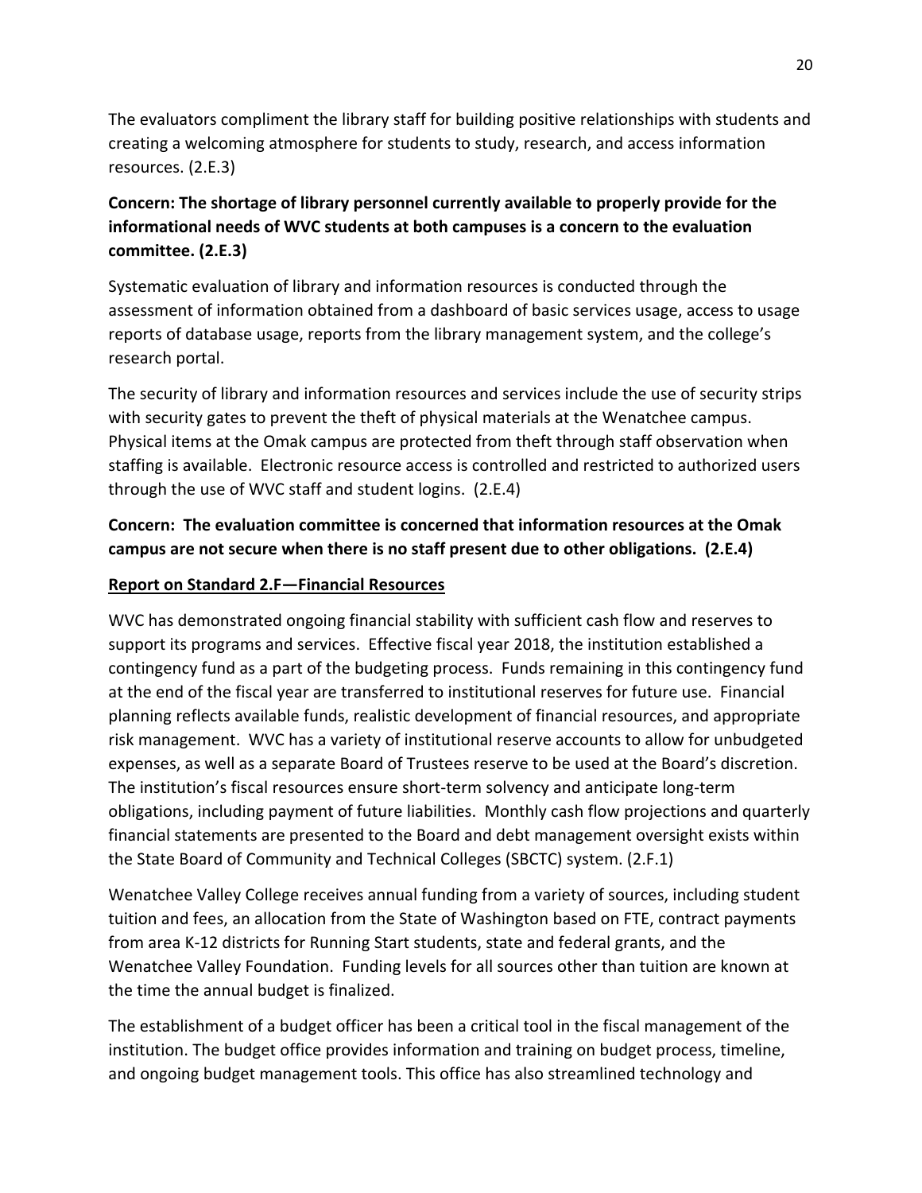The evaluators compliment the library staff for building positive relationships with students and creating a welcoming atmosphere for students to study, research, and access information resources. (2.E.3)

**Concern: The shortage of library personnel currently available to properly provide for the informational needs of WVC students at both campuses is a concern to the evaluation committee. (2.E.3)**

Systematic evaluation of library and information resources is conducted through the assessment of information obtained from a dashboard of basic services usage, access to usage reports of database usage, reports from the library management system, and the college's research portal.

The security of library and information resources and services include the use of security strips with security gates to prevent the theft of physical materials at the Wenatchee campus. Physical items at the Omak campus are protected from theft through staff observation when staffing is available. Electronic resource access is controlled and restricted to authorized users through the use of WVC staff and student logins. (2.E.4)

**Concern: The evaluation committee is concerned that information resources at the Omak campus are not secure when there is no staff present due to other obligations. (2.E.4)**

**Report on Standard 2.F—Financial Resources**

WVC has demonstrated ongoing financial stability with sufficient cash flow and reserves to support its programs and services. Effective fiscal year 2018, the institution established a contingency fund as a part of the budgeting process. Funds remaining in this contingency fund at the end of the fiscal year are transferred to institutional reserves for future use. Financial planning reflects available funds, realistic development of financial resources, and appropriate risk management. WVC has a variety of institutional reserve accounts to allow for unbudgeted expenses, as well as a separate Board of Trustees reserve to be used at the Board's discretion. The institution's fiscal resources ensure short-term solvency and anticipate long-term obligations, including payment of future liabilities. Monthly cash flow projections and quarterly financial statements are presented to the Board and debt management oversight exists within the State Board of Community and Technical Colleges (SBCTC) system. (2.F.1)

Wenatchee Valley College receives annual funding from a variety of sources, including student tuition and fees, an allocation from the State of Washington based on FTE, contract payments from area K-12 districts for Running Start students, state and federal grants, and the Wenatchee Valley Foundation. Funding levels for all sources other than tuition are known at the time the annual budget is finalized.

The establishment of a budget officer has been a critical tool in the fiscal management of the institution. The budget office provides information and training on budget process, timeline, and ongoing budget management tools. This office has also streamlined technology and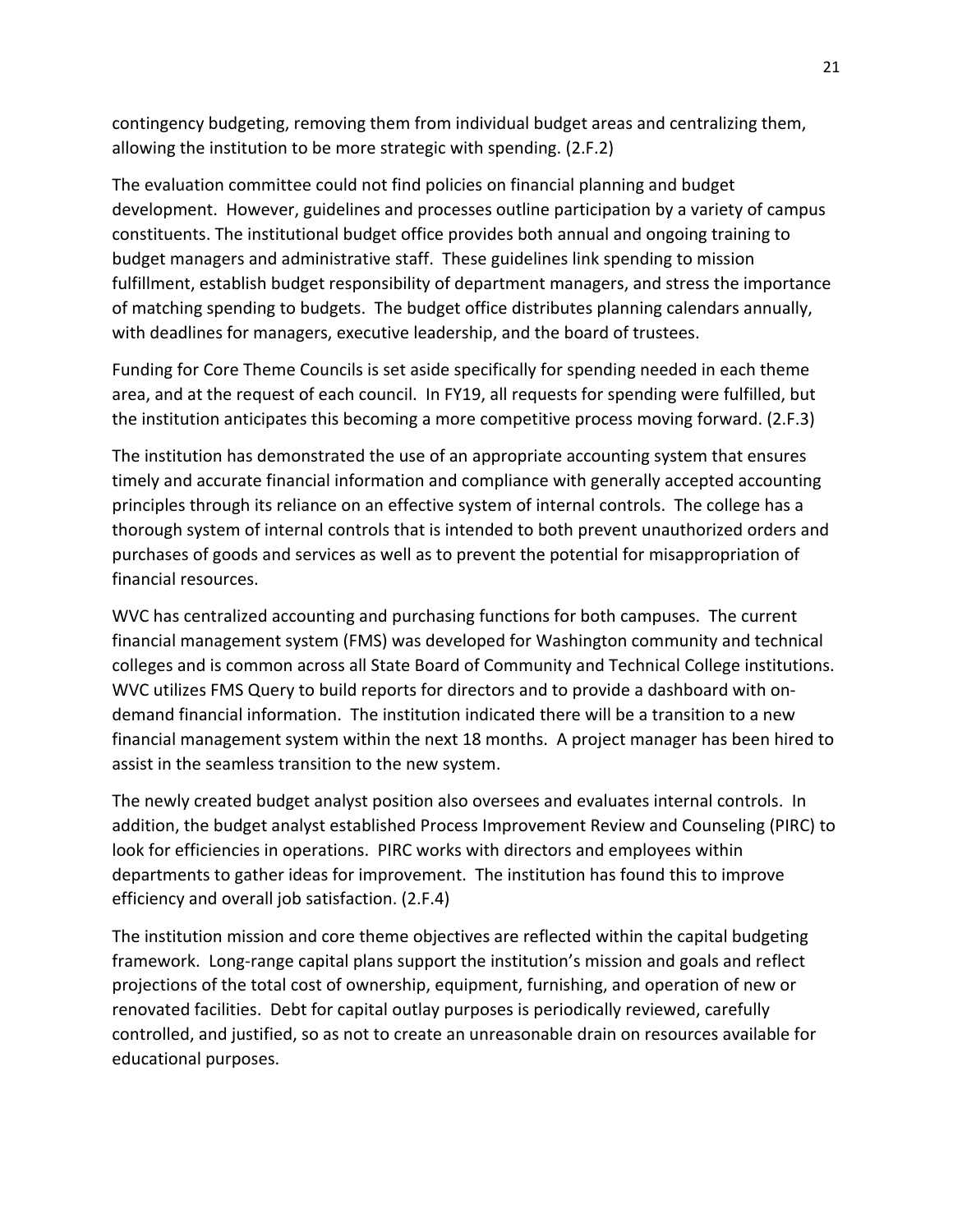contingency budgeting, removing them from individual budget areas and centralizing them, allowing the institution to be more strategic with spending. (2.F.2)

The evaluation committee could not find policies on financial planning and budget development. However, guidelines and processes outline participation by a variety of campus constituents. The institutional budget office provides both annual and ongoing training to budget managers and administrative staff. These guidelines link spending to mission fulfillment, establish budget responsibility of department managers, and stress the importance of matching spending to budgets. The budget office distributes planning calendars annually, with deadlines for managers, executive leadership, and the board of trustees.

Funding for Core Theme Councils is set aside specifically for spending needed in each theme area, and at the request of each council. In FY19, all requests for spending were fulfilled, but the institution anticipates this becoming a more competitive process moving forward. (2.F.3)

The institution has demonstrated the use of an appropriate accounting system that ensures timely and accurate financial information and compliance with generally accepted accounting principles through its reliance on an effective system of internal controls. The college has a thorough system of internal controls that is intended to both prevent unauthorized orders and purchases of goods and services as well as to prevent the potential for misappropriation of financial resources.

WVC has centralized accounting and purchasing functions for both campuses. The current financial management system (FMS) was developed for Washington community and technical colleges and is common across all State Board of Community and Technical College institutions. WVC utilizes FMS Query to build reports for directors and to provide a dashboard with on-demand financial information. The institution indicated there will be a transition to a new financial management system within the next 18 months. A project manager has been hired to assist in the seamless transition to the new system.

The newly created budget analyst position also oversees and evaluates internal controls. In addition, the budget analyst established Process Improvement Review and Counseling (PIRC) to look for efficiencies in operations. PIRC works with directors and employees within departments to gather ideas for improvement. The institution has found this to improve efficiency and overall job satisfaction. (2.F.4)

The institution mission and core theme objectives are reflected within the capital budgeting framework. Long-range capital plans support the institution's mission and goals and reflect projections of the total cost of ownership, equipment, furnishing, and operation of new or renovated facilities. Debt for capital outlay purposes is periodically reviewed, carefully controlled, and justified, so as not to create an unreasonable drain on resources available for educational purposes.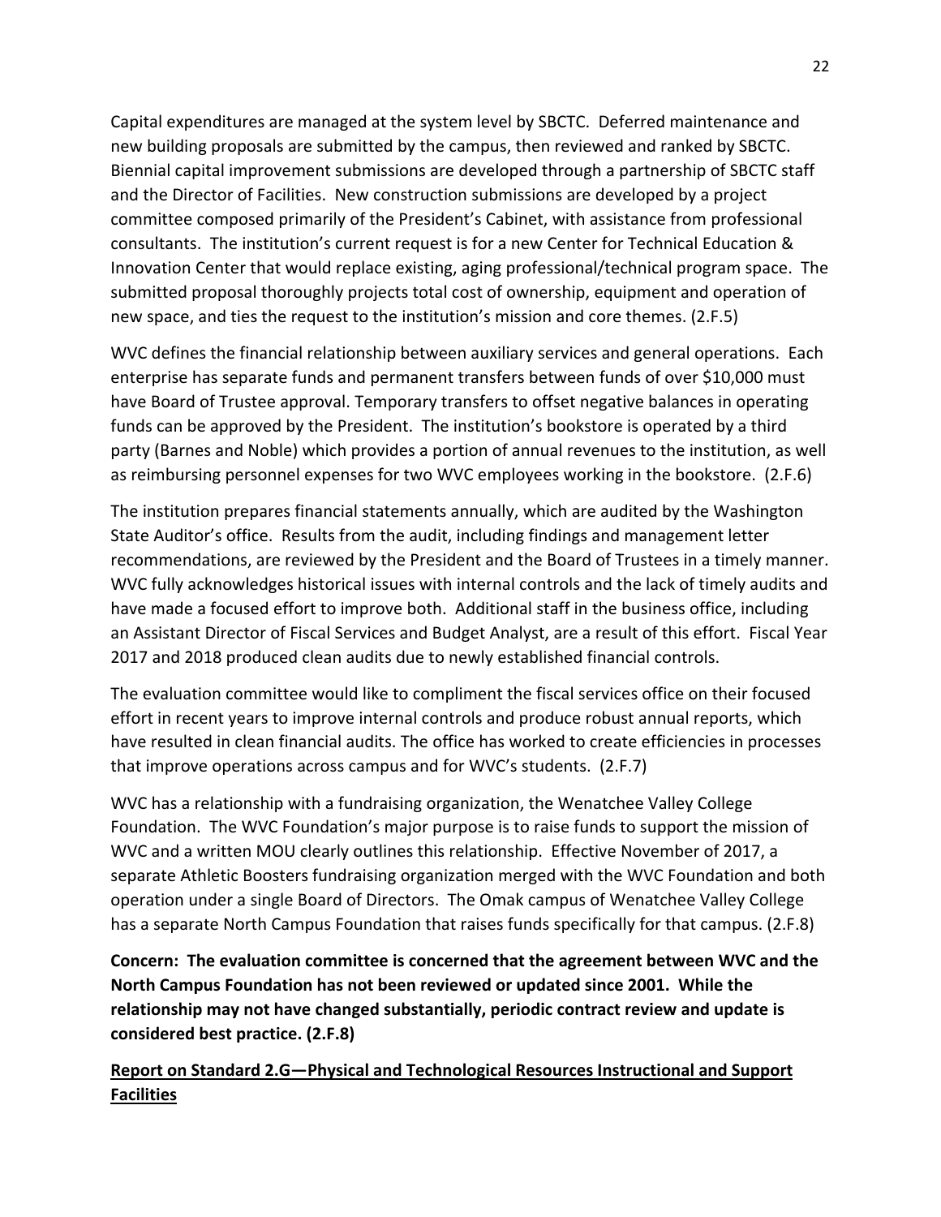Capital expenditures are managed at the system level by SBCTC. Deferred maintenance and new building proposals are submitted by the campus, then reviewed and ranked by SBCTC. Biennial capital improvement submissions are developed through a partnership of SBCTC staff and the Director of Facilities. New construction submissions are developed by a project committee composed primarily of the President's Cabinet, with assistance from professional consultants. The institution's current request is for a new Center for Technical Education & Innovation Center that would replace existing, aging professional/technical program space. The submitted proposal thoroughly projects total cost of ownership, equipment and operation of new space, and ties the request to the institution's mission and core themes. (2.F.5)

WVC defines the financial relationship between auxiliary services and general operations. Each enterprise has separate funds and permanent transfers between funds of over $10,000 must have Board of Trustee approval. Temporary transfers to offset negative balances in operating funds can be approved by the President. The institution's bookstore is operated by a third party (Barnes and Noble) which provides a portion of annual revenues to the institution, as well as reimbursing personnel expenses for two WVC employees working in the bookstore. (2.F.6)

The institution prepares financial statements annually, which are audited by the Washington State Auditor's office. Results from the audit, including findings and management letter recommendations, are reviewed by the President and the Board of Trustees in a timely manner. WVC fully acknowledges historical issues with internal controls and the lack of timely audits and have made a focused effort to improve both. Additional staff in the business office, including an Assistant Director of Fiscal Services and Budget Analyst, are a result of this effort. Fiscal Year 2017 and 2018 produced clean audits due to newly established financial controls.

The evaluation committee would like to compliment the fiscal services office on their focused effort in recent years to improve internal controls and produce robust annual reports, which have resulted in clean financial audits. The office has worked to create efficiencies in processes that improve operations across campus and for WVC's students. (2.F.7)

WVC has a relationship with a fundraising organization, the Wenatchee Valley College Foundation. The WVC Foundation's major purpose is to raise funds to support the mission of WVC and a written MOU clearly outlines this relationship. Effective November of 2017, a separate Athletic Boosters fundraising organization merged with the WVC Foundation and both operation under a single Board of Directors. The Omak campus of Wenatchee Valley College has a separate North Campus Foundation that raises funds specifically for that campus. (2.F.8)

**Concern: The evaluation committee is concerned that the agreement between WVC and the North Campus Foundation has not been reviewed or updated since 2001. While the relationship may not have changed substantially, periodic contract review and update is considered best practice. (2.F.8)**

## Report on Standard 2.G—Physical and Technological Resources Instructional and Support Facilities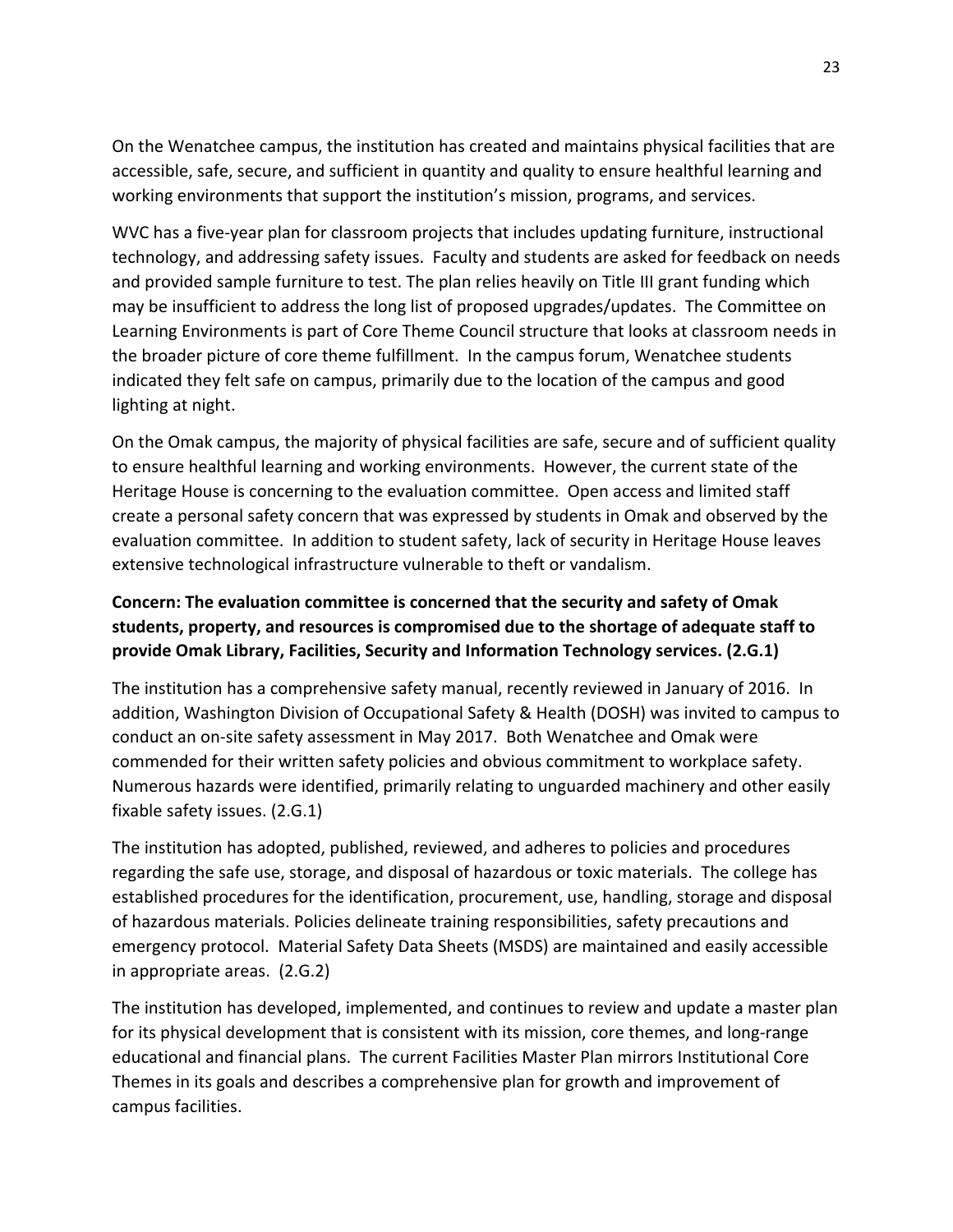On the Wenatchee campus, the institution has created and maintains physical facilities that are accessible, safe, secure, and sufficient in quantity and quality to ensure healthful learning and working environments that support the institution's mission, programs, and services.

WVC has a five-year plan for classroom projects that includes updating furniture, instructional technology, and addressing safety issues. Faculty and students are asked for feedback on needs and provided sample furniture to test. The plan relies heavily on Title III grant funding which may be insufficient to address the long list of proposed upgrades/updates. The Committee on Learning Environments is part of Core Theme Council structure that looks at classroom needs in the broader picture of core theme fulfillment. In the campus forum, Wenatchee students indicated they felt safe on campus, primarily due to the location of the campus and good lighting at night.

On the Omak campus, the majority of physical facilities are safe, secure and of sufficient quality to ensure healthful learning and working environments. However, the current state of the Heritage House is concerning to the evaluation committee. Open access and limited staff create a personal safety concern that was expressed by students in Omak and observed by the evaluation committee. In addition to student safety, lack of security in Heritage House leaves extensive technological infrastructure vulnerable to theft or vandalism.

**Concern: The evaluation committee is concerned that the security and safety of Omak students, property, and resources is compromised due to the shortage of adequate staff to provide Omak Library, Facilities, Security and Information Technology services. (2.G.1)**

The institution has a comprehensive safety manual, recently reviewed in January of 2016. In addition, Washington Division of Occupational Safety & Health (DOSH) was invited to campus to conduct an on-site safety assessment in May 2017. Both Wenatchee and Omak were commended for their written safety policies and obvious commitment to workplace safety. Numerous hazards were identified, primarily relating to unguarded machinery and other easily fixable safety issues. (2.G.1)

The institution has adopted, published, reviewed, and adheres to policies and procedures regarding the safe use, storage, and disposal of hazardous or toxic materials. The college has established procedures for the identification, procurement, use, handling, storage and disposal of hazardous materials. Policies delineate training responsibilities, safety precautions and emergency protocol. Material Safety Data Sheets (MSDS) are maintained and easily accessible in appropriate areas. (2.G.2)

The institution has developed, implemented, and continues to review and update a master plan for its physical development that is consistent with its mission, core themes, and long-range educational and financial plans. The current Facilities Master Plan mirrors Institutional Core Themes in its goals and describes a comprehensive plan for growth and improvement of campus facilities.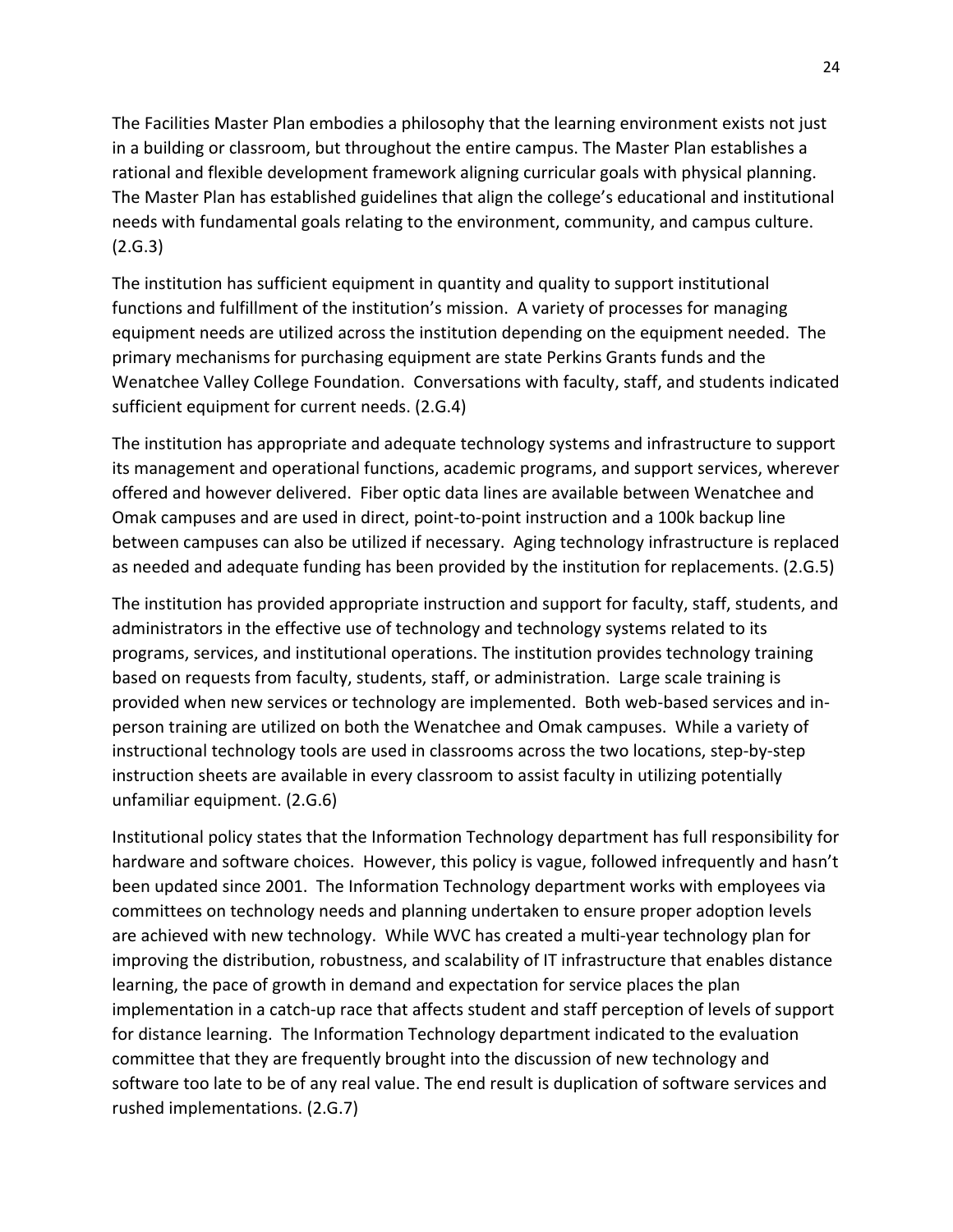The Facilities Master Plan embodies a philosophy that the learning environment exists not just in a building or classroom, but throughout the entire campus. The Master Plan establishes a rational and flexible development framework aligning curricular goals with physical planning. The Master Plan has established guidelines that align the college's educational and institutional needs with fundamental goals relating to the environment, community, and campus culture. (2.G.3)

The institution has sufficient equipment in quantity and quality to support institutional functions and fulfillment of the institution's mission. A variety of processes for managing equipment needs are utilized across the institution depending on the equipment needed. The primary mechanisms for purchasing equipment are state Perkins Grants funds and the Wenatchee Valley College Foundation. Conversations with faculty, staff, and students indicated sufficient equipment for current needs. (2.G.4)

The institution has appropriate and adequate technology systems and infrastructure to support its management and operational functions, academic programs, and support services, wherever offered and however delivered. Fiber optic data lines are available between Wenatchee and Omak campuses and are used in direct, point-to-point instruction and a 100k backup line between campuses can also be utilized if necessary. Aging technology infrastructure is replaced as needed and adequate funding has been provided by the institution for replacements. (2.G.5)

The institution has provided appropriate instruction and support for faculty, staff, students, and administrators in the effective use of technology and technology systems related to its programs, services, and institutional operations. The institution provides technology training based on requests from faculty, students, staff, or administration. Large scale training is provided when new services or technology are implemented. Both web-based services and in-person training are utilized on both the Wenatchee and Omak campuses. While a variety of instructional technology tools are used in classrooms across the two locations, step-by-step instruction sheets are available in every classroom to assist faculty in utilizing potentially unfamiliar equipment. (2.G.6)

Institutional policy states that the Information Technology department has full responsibility for hardware and software choices. However, this policy is vague, followed infrequently and hasn't been updated since 2001. The Information Technology department works with employees via committees on technology needs and planning undertaken to ensure proper adoption levels are achieved with new technology. While WVC has created a multi-year technology plan for improving the distribution, robustness, and scalability of IT infrastructure that enables distance learning, the pace of growth in demand and expectation for service places the plan implementation in a catch-up race that affects student and staff perception of levels of support for distance learning. The Information Technology department indicated to the evaluation committee that they are frequently brought into the discussion of new technology and software too late to be of any real value. The end result is duplication of software services and rushed implementations. (2.G.7)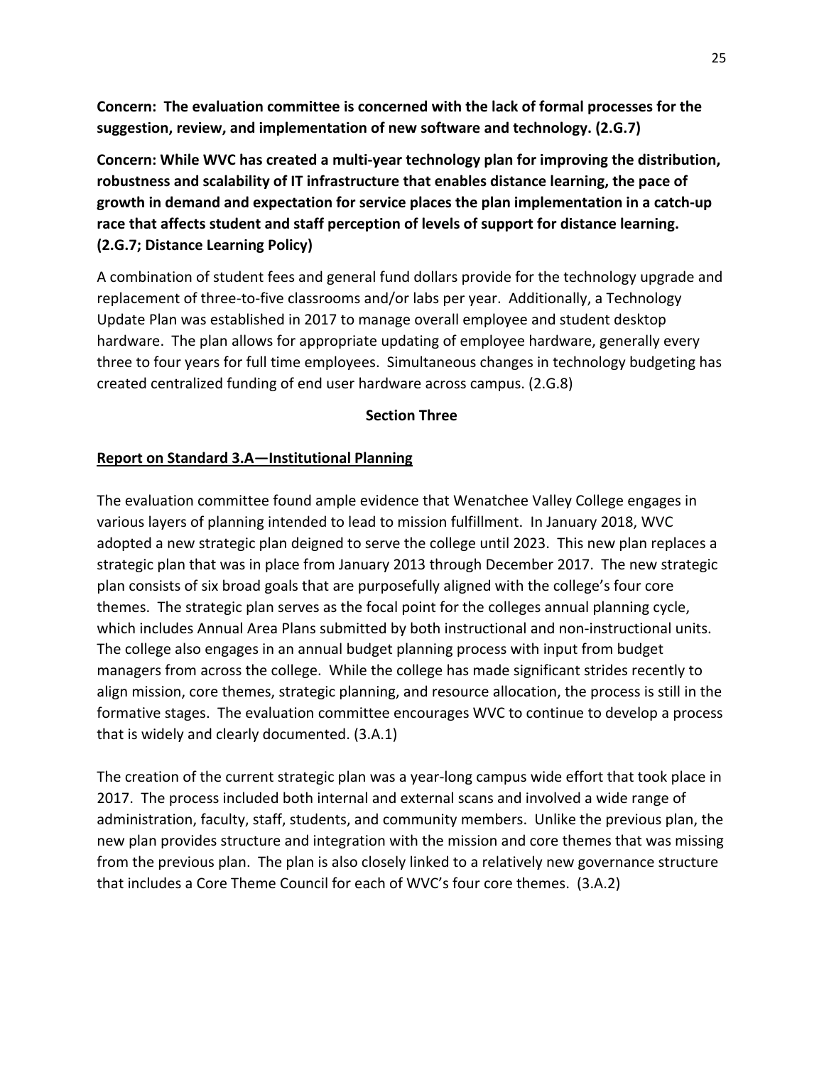**Concern: The evaluation committee is concerned with the lack of formal processes for the suggestion, review, and implementation of new software and technology. (2.G.7)**

**Concern: While WVC has created a multi-year technology plan for improving the distribution, robustness and scalability of IT infrastructure that enables distance learning, the pace of growth in demand and expectation for service places the plan implementation in a catch-up race that affects student and staff perception of levels of support for distance learning. (2.G.7; Distance Learning Policy)**

A combination of student fees and general fund dollars provide for the technology upgrade and replacement of three-to-five classrooms and/or labs per year. Additionally, a Technology Update Plan was established in 2017 to manage overall employee and student desktop hardware. The plan allows for appropriate updating of employee hardware, generally every three to four years for full time employees. Simultaneous changes in technology budgeting has created centralized funding of end user hardware across campus. (2.G.8)

## Section Three

### Report on Standard 3.A—Institutional Planning

The evaluation committee found ample evidence that Wenatchee Valley College engages in various layers of planning intended to lead to mission fulfillment. In January 2018, WVC adopted a new strategic plan deigned to serve the college until 2023. This new plan replaces a strategic plan that was in place from January 2013 through December 2017. The new strategic plan consists of six broad goals that are purposefully aligned with the college's four core themes. The strategic plan serves as the focal point for the colleges annual planning cycle, which includes Annual Area Plans submitted by both instructional and non-instructional units. The college also engages in an annual budget planning process with input from budget managers from across the college. While the college has made significant strides recently to align mission, core themes, strategic planning, and resource allocation, the process is still in the formative stages. The evaluation committee encourages WVC to continue to develop a process that is widely and clearly documented. (3.A.1)

The creation of the current strategic plan was a year-long campus wide effort that took place in 2017. The process included both internal and external scans and involved a wide range of administration, faculty, staff, students, and community members. Unlike the previous plan, the new plan provides structure and integration with the mission and core themes that was missing from the previous plan. The plan is also closely linked to a relatively new governance structure that includes a Core Theme Council for each of WVC's four core themes. (3.A.2)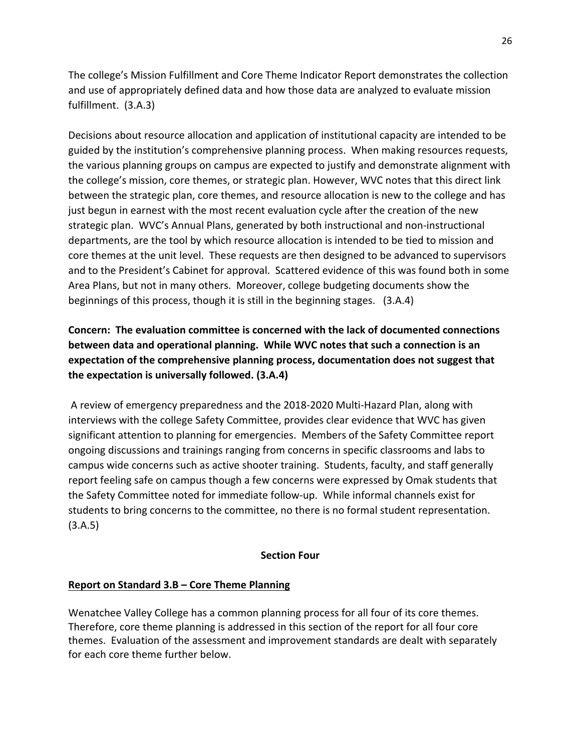The college's Mission Fulfillment and Core Theme Indicator Report demonstrates the collection and use of appropriately defined data and how those data are analyzed to evaluate mission fulfillment. (3.A.3)

Decisions about resource allocation and application of institutional capacity are intended to be guided by the institution's comprehensive planning process. When making resources requests, the various planning groups on campus are expected to justify and demonstrate alignment with the college's mission, core themes, or strategic plan. However, WVC notes that this direct link between the strategic plan, core themes, and resource allocation is new to the college and has just begun in earnest with the most recent evaluation cycle after the creation of the new strategic plan. WVC's Annual Plans, generated by both instructional and non-instructional departments, are the tool by which resource allocation is intended to be tied to mission and core themes at the unit level. These requests are then designed to be advanced to supervisors and to the President's Cabinet for approval. Scattered evidence of this was found both in some Area Plans, but not in many others. Moreover, college budgeting documents show the beginnings of this process, though it is still in the beginning stages. (3.A.4)

**Concern: The evaluation committee is concerned with the lack of documented connections between data and operational planning. While WVC notes that such a connection is an expectation of the comprehensive planning process, documentation does not suggest that the expectation is universally followed. (3.A.4)**

A review of emergency preparedness and the 2018-2020 Multi-Hazard Plan, along with interviews with the college Safety Committee, provides clear evidence that WVC has given significant attention to planning for emergencies. Members of the Safety Committee report ongoing discussions and trainings ranging from concerns in specific classrooms and labs to campus wide concerns such as active shooter training. Students, faculty, and staff generally report feeling safe on campus though a few concerns were expressed by Omak students that the Safety Committee noted for immediate follow-up. While informal channels exist for students to bring concerns to the committee, no there is no formal student representation. (3.A.5)

## Section Four

### Report on Standard 3.B – Core Theme Planning

Wenatchee Valley College has a common planning process for all four of its core themes. Therefore, core theme planning is addressed in this section of the report for all four core themes. Evaluation of the assessment and improvement standards are dealt with separately for each core theme further below.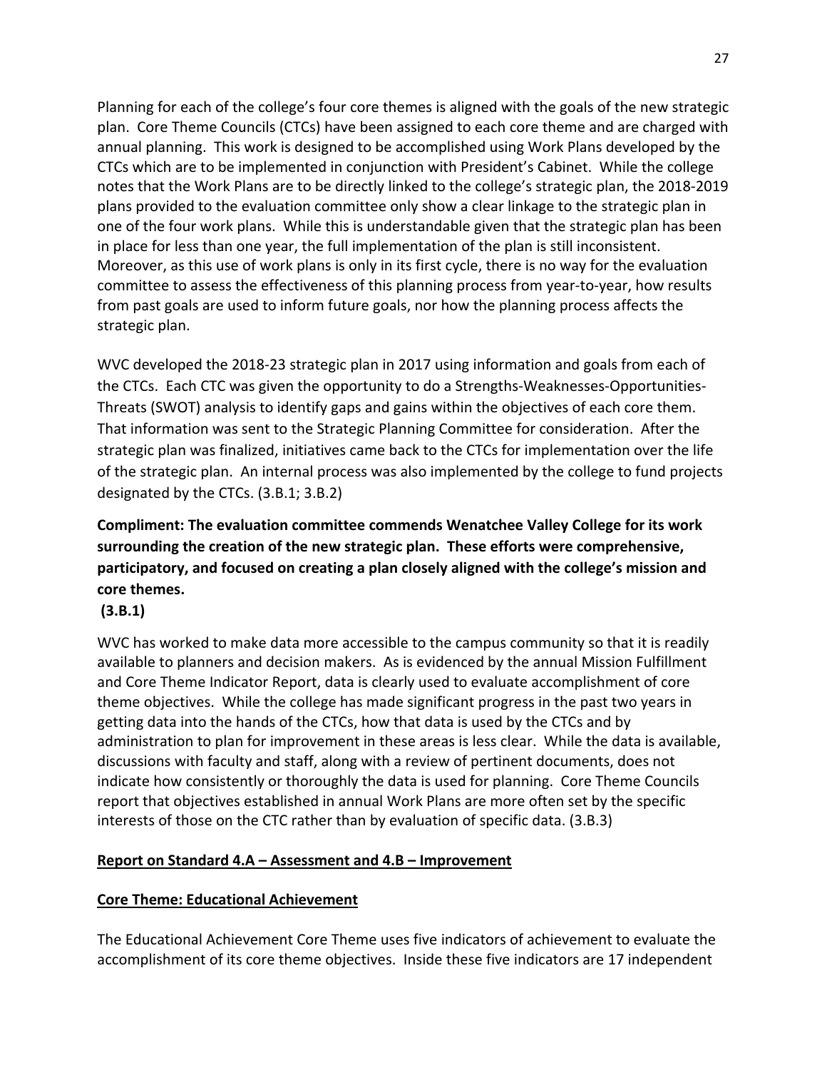Planning for each of the college's four core themes is aligned with the goals of the new strategic plan. Core Theme Councils (CTCs) have been assigned to each core theme and are charged with annual planning. This work is designed to be accomplished using Work Plans developed by the CTCs which are to be implemented in conjunction with President's Cabinet. While the college notes that the Work Plans are to be directly linked to the college's strategic plan, the 2018-2019 plans provided to the evaluation committee only show a clear linkage to the strategic plan in one of the four work plans. While this is understandable given that the strategic plan has been in place for less than one year, the full implementation of the plan is still inconsistent. Moreover, as this use of work plans is only in its first cycle, there is no way for the evaluation committee to assess the effectiveness of this planning process from year-to-year, how results from past goals are used to inform future goals, nor how the planning process affects the strategic plan.

WVC developed the 2018-23 strategic plan in 2017 using information and goals from each of the CTCs. Each CTC was given the opportunity to do a Strengths-Weaknesses-Opportunities-Threats (SWOT) analysis to identify gaps and gains within the objectives of each core them. That information was sent to the Strategic Planning Committee for consideration. After the strategic plan was finalized, initiatives came back to the CTCs for implementation over the life of the strategic plan. An internal process was also implemented by the college to fund projects designated by the CTCs. (3.B.1; 3.B.2)

**Compliment: The evaluation committee commends Wenatchee Valley College for its work surrounding the creation of the new strategic plan. These efforts were comprehensive, participatory, and focused on creating a plan closely aligned with the college's mission and core themes.**
**(3.B.1)**

WVC has worked to make data more accessible to the campus community so that it is readily available to planners and decision makers. As is evidenced by the annual Mission Fulfillment and Core Theme Indicator Report, data is clearly used to evaluate accomplishment of core theme objectives. While the college has made significant progress in the past two years in getting data into the hands of the CTCs, how that data is used by the CTCs and by administration to plan for improvement in these areas is less clear. While the data is available, discussions with faculty and staff, along with a review of pertinent documents, does not indicate how consistently or thoroughly the data is used for planning. Core Theme Councils report that objectives established in annual Work Plans are more often set by the specific interests of those on the CTC rather than by evaluation of specific data. (3.B.3)

## Report on Standard 4.A – Assessment and 4.B – Improvement

### Core Theme: Educational Achievement

The Educational Achievement Core Theme uses five indicators of achievement to evaluate the accomplishment of its core theme objectives. Inside these five indicators are 17 independent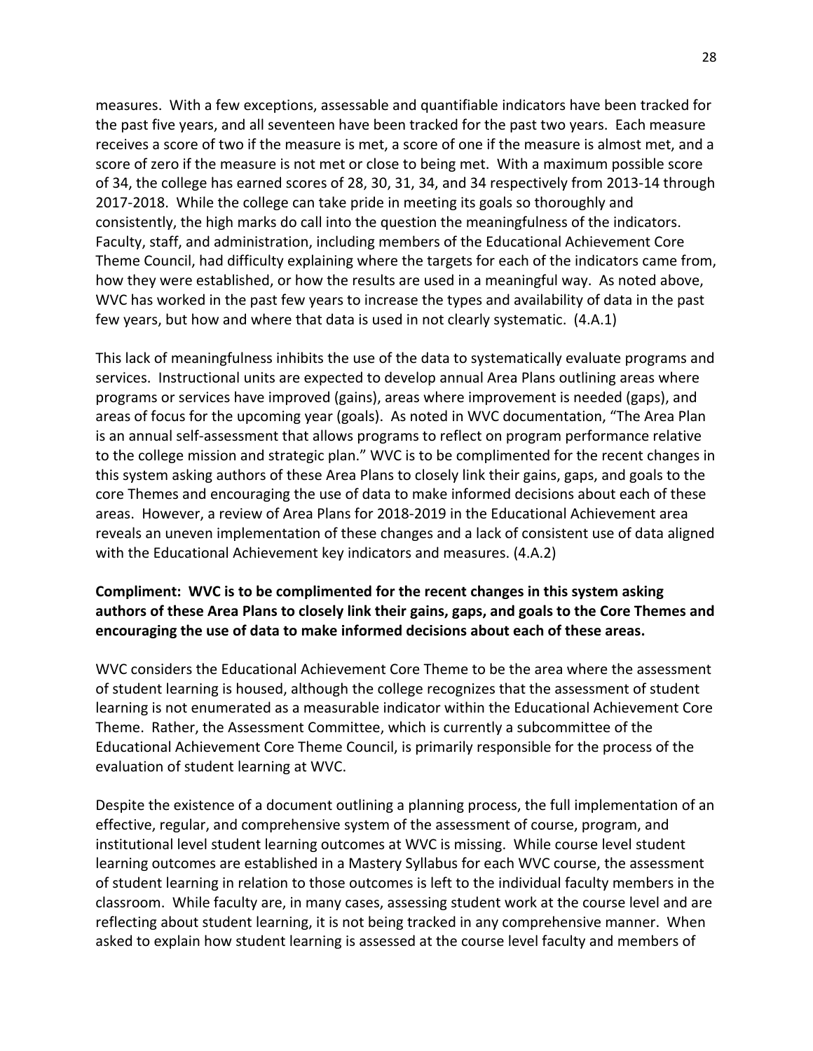measures. With a few exceptions, assessable and quantifiable indicators have been tracked for the past five years, and all seventeen have been tracked for the past two years. Each measure receives a score of two if the measure is met, a score of one if the measure is almost met, and a score of zero if the measure is not met or close to being met. With a maximum possible score of 34, the college has earned scores of 28, 30, 31, 34, and 34 respectively from 2013-14 through 2017-2018. While the college can take pride in meeting its goals so thoroughly and consistently, the high marks do call into the question the meaningfulness of the indicators. Faculty, staff, and administration, including members of the Educational Achievement Core Theme Council, had difficulty explaining where the targets for each of the indicators came from, how they were established, or how the results are used in a meaningful way. As noted above, WVC has worked in the past few years to increase the types and availability of data in the past few years, but how and where that data is used in not clearly systematic. (4.A.1)

This lack of meaningfulness inhibits the use of the data to systematically evaluate programs and services. Instructional units are expected to develop annual Area Plans outlining areas where programs or services have improved (gains), areas where improvement is needed (gaps), and areas of focus for the upcoming year (goals). As noted in WVC documentation, "The Area Plan is an annual self-assessment that allows programs to reflect on program performance relative to the college mission and strategic plan." WVC is to be complimented for the recent changes in this system asking authors of these Area Plans to closely link their gains, gaps, and goals to the core Themes and encouraging the use of data to make informed decisions about each of these areas. However, a review of Area Plans for 2018-2019 in the Educational Achievement area reveals an uneven implementation of these changes and a lack of consistent use of data aligned with the Educational Achievement key indicators and measures. (4.A.2)

**Compliment: WVC is to be complimented for the recent changes in this system asking authors of these Area Plans to closely link their gains, gaps, and goals to the Core Themes and encouraging the use of data to make informed decisions about each of these areas.**

WVC considers the Educational Achievement Core Theme to be the area where the assessment of student learning is housed, although the college recognizes that the assessment of student learning is not enumerated as a measurable indicator within the Educational Achievement Core Theme. Rather, the Assessment Committee, which is currently a subcommittee of the Educational Achievement Core Theme Council, is primarily responsible for the process of the evaluation of student learning at WVC.

Despite the existence of a document outlining a planning process, the full implementation of an effective, regular, and comprehensive system of the assessment of course, program, and institutional level student learning outcomes at WVC is missing. While course level student learning outcomes are established in a Mastery Syllabus for each WVC course, the assessment of student learning in relation to those outcomes is left to the individual faculty members in the classroom. While faculty are, in many cases, assessing student work at the course level and are reflecting about student learning, it is not being tracked in any comprehensive manner. When asked to explain how student learning is assessed at the course level faculty and members of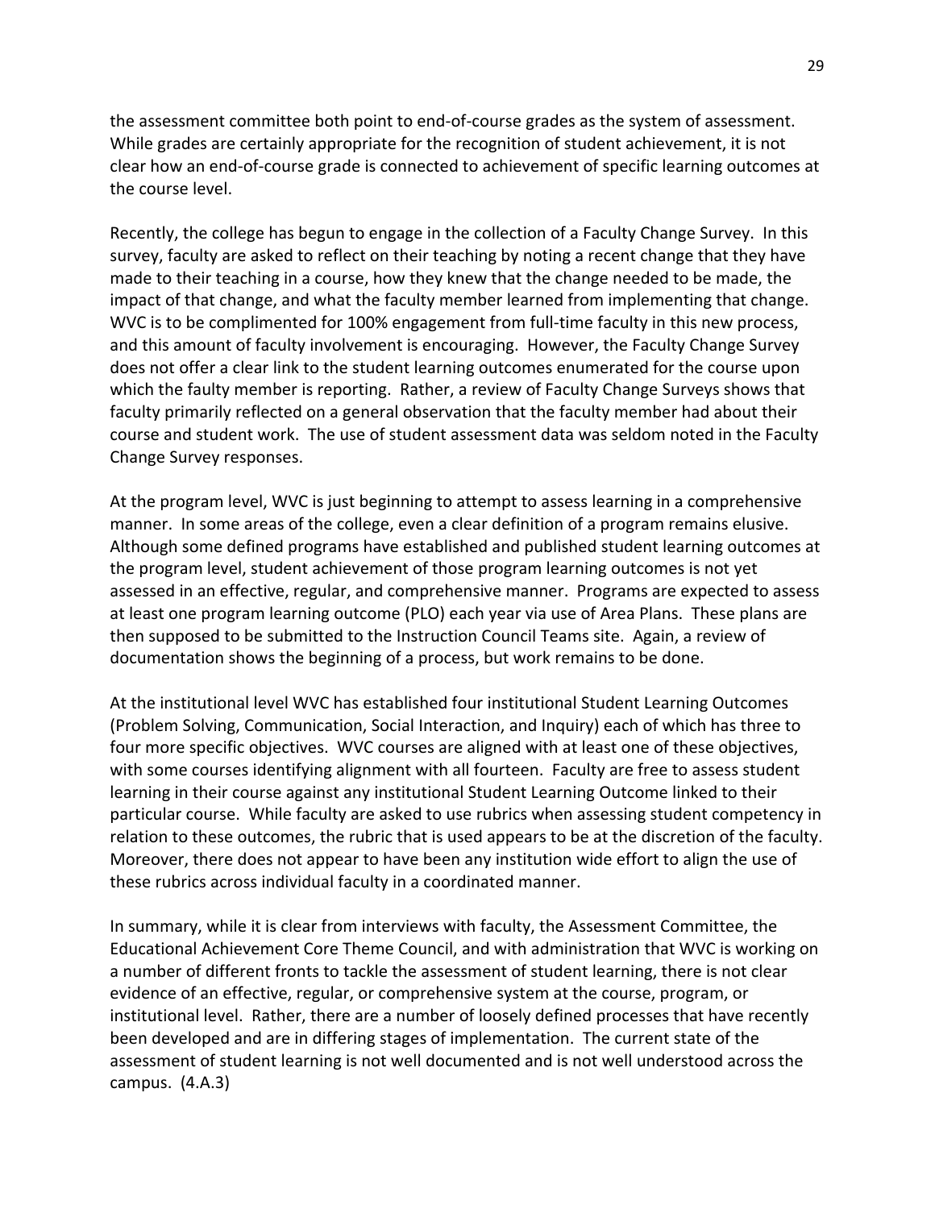the assessment committee both point to end-of-course grades as the system of assessment. While grades are certainly appropriate for the recognition of student achievement, it is not clear how an end-of-course grade is connected to achievement of specific learning outcomes at the course level.

Recently, the college has begun to engage in the collection of a Faculty Change Survey. In this survey, faculty are asked to reflect on their teaching by noting a recent change that they have made to their teaching in a course, how they knew that the change needed to be made, the impact of that change, and what the faculty member learned from implementing that change. WVC is to be complimented for 100% engagement from full-time faculty in this new process, and this amount of faculty involvement is encouraging. However, the Faculty Change Survey does not offer a clear link to the student learning outcomes enumerated for the course upon which the faulty member is reporting. Rather, a review of Faculty Change Surveys shows that faculty primarily reflected on a general observation that the faculty member had about their course and student work. The use of student assessment data was seldom noted in the Faculty Change Survey responses.

At the program level, WVC is just beginning to attempt to assess learning in a comprehensive manner. In some areas of the college, even a clear definition of a program remains elusive. Although some defined programs have established and published student learning outcomes at the program level, student achievement of those program learning outcomes is not yet assessed in an effective, regular, and comprehensive manner. Programs are expected to assess at least one program learning outcome (PLO) each year via use of Area Plans. These plans are then supposed to be submitted to the Instruction Council Teams site. Again, a review of documentation shows the beginning of a process, but work remains to be done.

At the institutional level WVC has established four institutional Student Learning Outcomes (Problem Solving, Communication, Social Interaction, and Inquiry) each of which has three to four more specific objectives. WVC courses are aligned with at least one of these objectives, with some courses identifying alignment with all fourteen. Faculty are free to assess student learning in their course against any institutional Student Learning Outcome linked to their particular course. While faculty are asked to use rubrics when assessing student competency in relation to these outcomes, the rubric that is used appears to be at the discretion of the faculty. Moreover, there does not appear to have been any institution wide effort to align the use of these rubrics across individual faculty in a coordinated manner.

In summary, while it is clear from interviews with faculty, the Assessment Committee, the Educational Achievement Core Theme Council, and with administration that WVC is working on a number of different fronts to tackle the assessment of student learning, there is not clear evidence of an effective, regular, or comprehensive system at the course, program, or institutional level. Rather, there are a number of loosely defined processes that have recently been developed and are in differing stages of implementation. The current state of the assessment of student learning is not well documented and is not well understood across the campus. (4.A.3)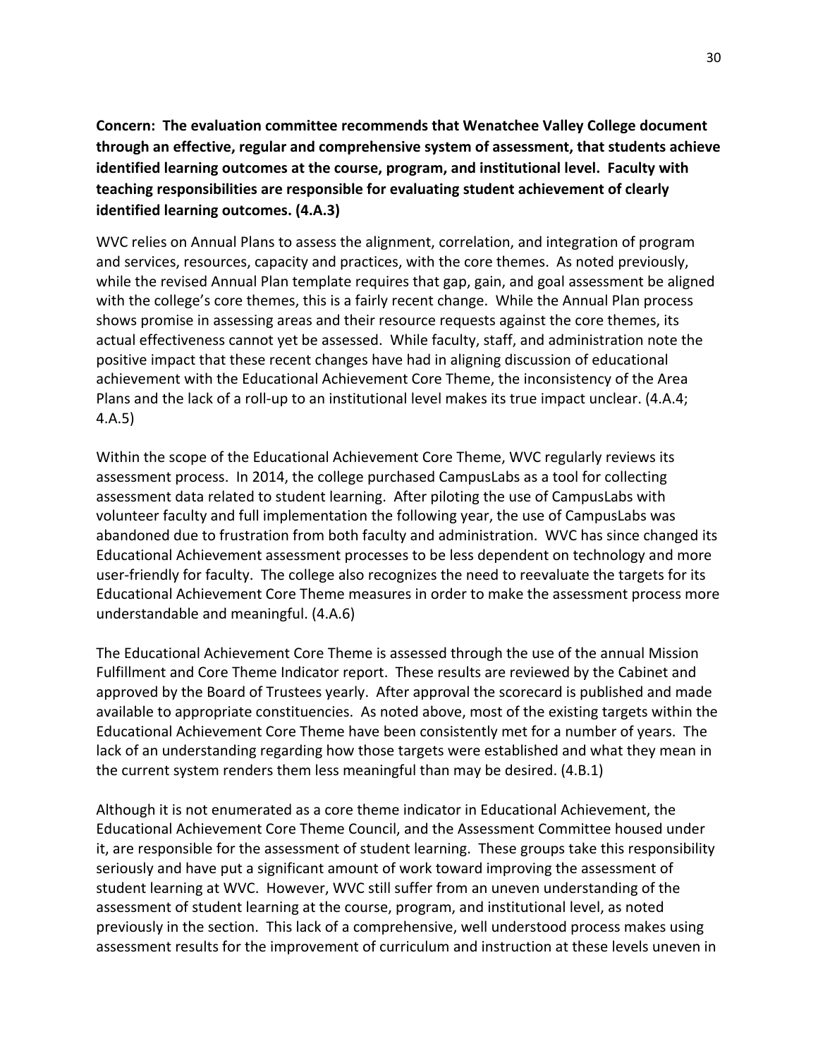**Concern: The evaluation committee recommends that Wenatchee Valley College document through an effective, regular and comprehensive system of assessment, that students achieve identified learning outcomes at the course, program, and institutional level. Faculty with teaching responsibilities are responsible for evaluating student achievement of clearly identified learning outcomes. (4.A.3)**

WVC relies on Annual Plans to assess the alignment, correlation, and integration of program and services, resources, capacity and practices, with the core themes. As noted previously, while the revised Annual Plan template requires that gap, gain, and goal assessment be aligned with the college's core themes, this is a fairly recent change. While the Annual Plan process shows promise in assessing areas and their resource requests against the core themes, its actual effectiveness cannot yet be assessed. While faculty, staff, and administration note the positive impact that these recent changes have had in aligning discussion of educational achievement with the Educational Achievement Core Theme, the inconsistency of the Area Plans and the lack of a roll-up to an institutional level makes its true impact unclear. (4.A.4; 4.A.5)

Within the scope of the Educational Achievement Core Theme, WVC regularly reviews its assessment process. In 2014, the college purchased CampusLabs as a tool for collecting assessment data related to student learning. After piloting the use of CampusLabs with volunteer faculty and full implementation the following year, the use of CampusLabs was abandoned due to frustration from both faculty and administration. WVC has since changed its Educational Achievement assessment processes to be less dependent on technology and more user-friendly for faculty. The college also recognizes the need to reevaluate the targets for its Educational Achievement Core Theme measures in order to make the assessment process more understandable and meaningful. (4.A.6)

The Educational Achievement Core Theme is assessed through the use of the annual Mission Fulfillment and Core Theme Indicator report. These results are reviewed by the Cabinet and approved by the Board of Trustees yearly. After approval the scorecard is published and made available to appropriate constituencies. As noted above, most of the existing targets within the Educational Achievement Core Theme have been consistently met for a number of years. The lack of an understanding regarding how those targets were established and what they mean in the current system renders them less meaningful than may be desired. (4.B.1)

Although it is not enumerated as a core theme indicator in Educational Achievement, the Educational Achievement Core Theme Council, and the Assessment Committee housed under it, are responsible for the assessment of student learning. These groups take this responsibility seriously and have put a significant amount of work toward improving the assessment of student learning at WVC. However, WVC still suffer from an uneven understanding of the assessment of student learning at the course, program, and institutional level, as noted previously in the section. This lack of a comprehensive, well understood process makes using assessment results for the improvement of curriculum and instruction at these levels uneven in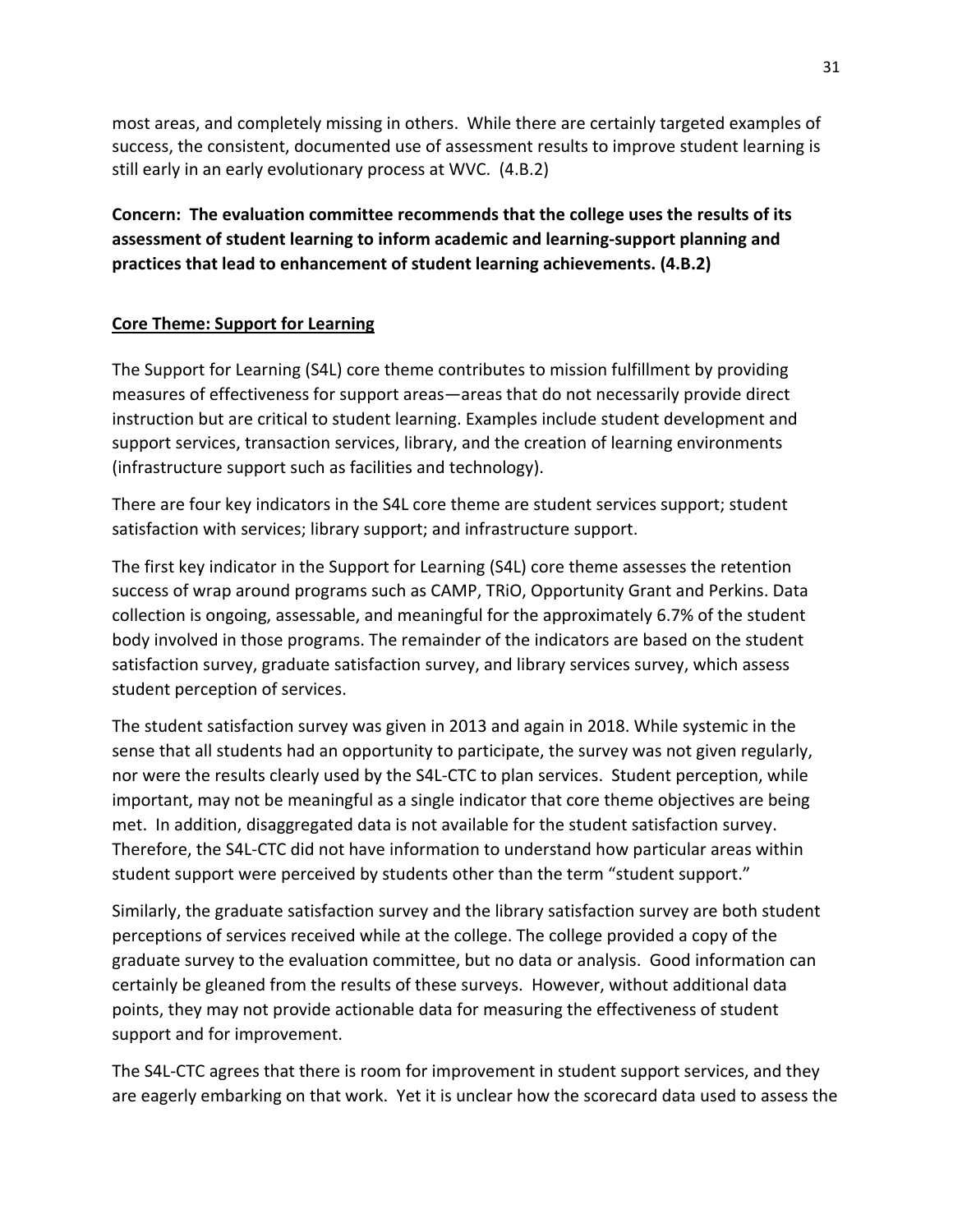most areas, and completely missing in others. While there are certainly targeted examples of success, the consistent, documented use of assessment results to improve student learning is still early in an early evolutionary process at WVC. (4.B.2)

**Concern: The evaluation committee recommends that the college uses the results of its assessment of student learning to inform academic and learning-support planning and practices that lead to enhancement of student learning achievements. (4.B.2)**

## Core Theme: Support for Learning

The Support for Learning (S4L) core theme contributes to mission fulfillment by providing measures of effectiveness for support areas—areas that do not necessarily provide direct instruction but are critical to student learning. Examples include student development and support services, transaction services, library, and the creation of learning environments (infrastructure support such as facilities and technology).

There are four key indicators in the S4L core theme are student services support; student satisfaction with services; library support; and infrastructure support.

The first key indicator in the Support for Learning (S4L) core theme assesses the retention success of wrap around programs such as CAMP, TRiO, Opportunity Grant and Perkins. Data collection is ongoing, assessable, and meaningful for the approximately 6.7% of the student body involved in those programs. The remainder of the indicators are based on the student satisfaction survey, graduate satisfaction survey, and library services survey, which assess student perception of services.

The student satisfaction survey was given in 2013 and again in 2018. While systemic in the sense that all students had an opportunity to participate, the survey was not given regularly, nor were the results clearly used by the S4L-CTC to plan services. Student perception, while important, may not be meaningful as a single indicator that core theme objectives are being met. In addition, disaggregated data is not available for the student satisfaction survey. Therefore, the S4L-CTC did not have information to understand how particular areas within student support were perceived by students other than the term "student support."

Similarly, the graduate satisfaction survey and the library satisfaction survey are both student perceptions of services received while at the college. The college provided a copy of the graduate survey to the evaluation committee, but no data or analysis. Good information can certainly be gleaned from the results of these surveys. However, without additional data points, they may not provide actionable data for measuring the effectiveness of student support and for improvement.

The S4L-CTC agrees that there is room for improvement in student support services, and they are eagerly embarking on that work. Yet it is unclear how the scorecard data used to assess the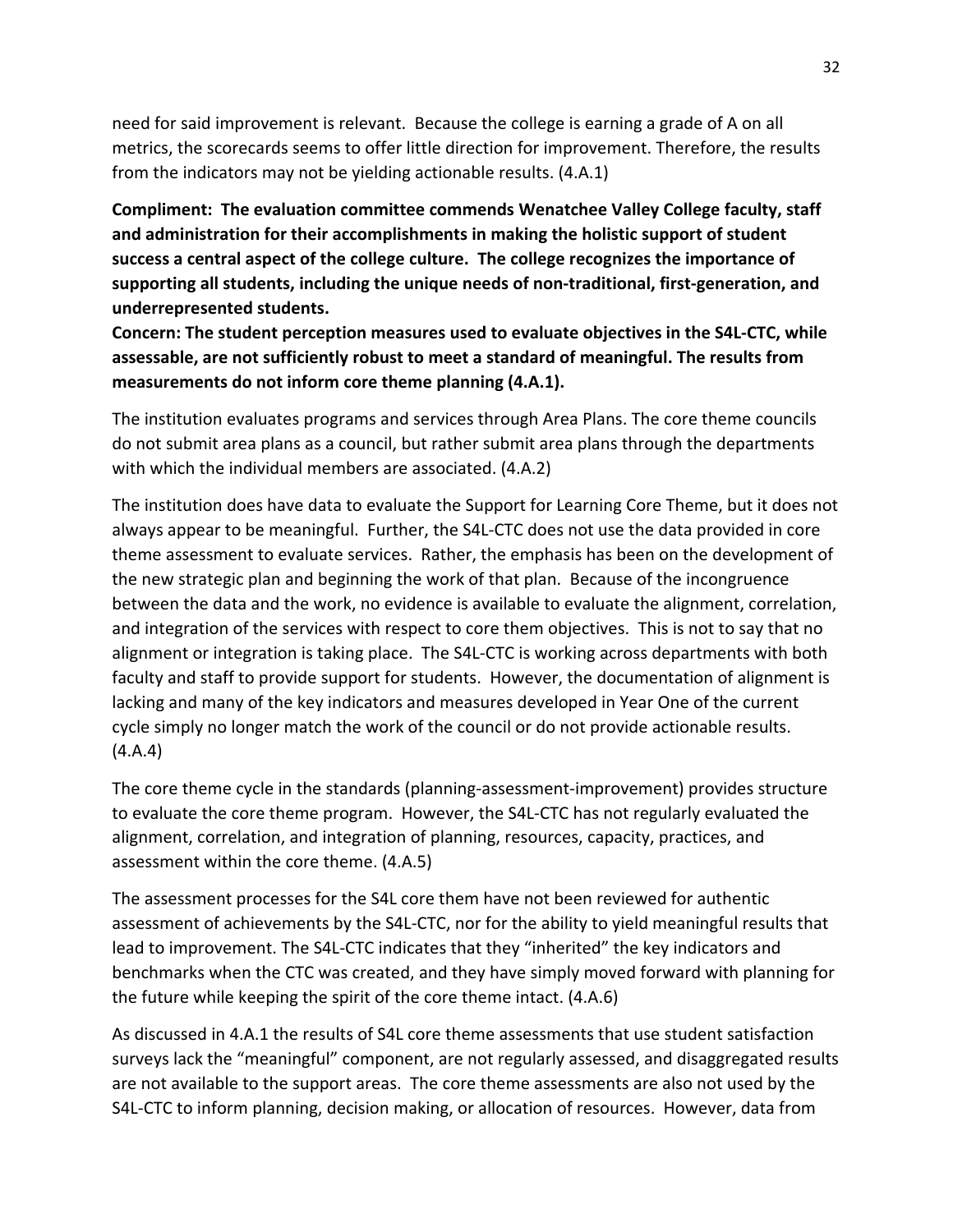need for said improvement is relevant. Because the college is earning a grade of A on all metrics, the scorecards seems to offer little direction for improvement. Therefore, the results from the indicators may not be yielding actionable results. (4.A.1)

**Compliment: The evaluation committee commends Wenatchee Valley College faculty, staff and administration for their accomplishments in making the holistic support of student success a central aspect of the college culture. The college recognizes the importance of supporting all students, including the unique needs of non-traditional, first-generation, and underrepresented students.**

**Concern: The student perception measures used to evaluate objectives in the S4L-CTC, while assessable, are not sufficiently robust to meet a standard of meaningful. The results from measurements do not inform core theme planning (4.A.1).**

The institution evaluates programs and services through Area Plans. The core theme councils do not submit area plans as a council, but rather submit area plans through the departments with which the individual members are associated. (4.A.2)

The institution does have data to evaluate the Support for Learning Core Theme, but it does not always appear to be meaningful. Further, the S4L-CTC does not use the data provided in core theme assessment to evaluate services. Rather, the emphasis has been on the development of the new strategic plan and beginning the work of that plan. Because of the incongruence between the data and the work, no evidence is available to evaluate the alignment, correlation, and integration of the services with respect to core them objectives. This is not to say that no alignment or integration is taking place. The S4L-CTC is working across departments with both faculty and staff to provide support for students. However, the documentation of alignment is lacking and many of the key indicators and measures developed in Year One of the current cycle simply no longer match the work of the council or do not provide actionable results. (4.A.4)

The core theme cycle in the standards (planning-assessment-improvement) provides structure to evaluate the core theme program. However, the S4L-CTC has not regularly evaluated the alignment, correlation, and integration of planning, resources, capacity, practices, and assessment within the core theme. (4.A.5)

The assessment processes for the S4L core them have not been reviewed for authentic assessment of achievements by the S4L-CTC, nor for the ability to yield meaningful results that lead to improvement. The S4L-CTC indicates that they "inherited" the key indicators and benchmarks when the CTC was created, and they have simply moved forward with planning for the future while keeping the spirit of the core theme intact. (4.A.6)

As discussed in 4.A.1 the results of S4L core theme assessments that use student satisfaction surveys lack the "meaningful" component, are not regularly assessed, and disaggregated results are not available to the support areas. The core theme assessments are also not used by the S4L-CTC to inform planning, decision making, or allocation of resources. However, data from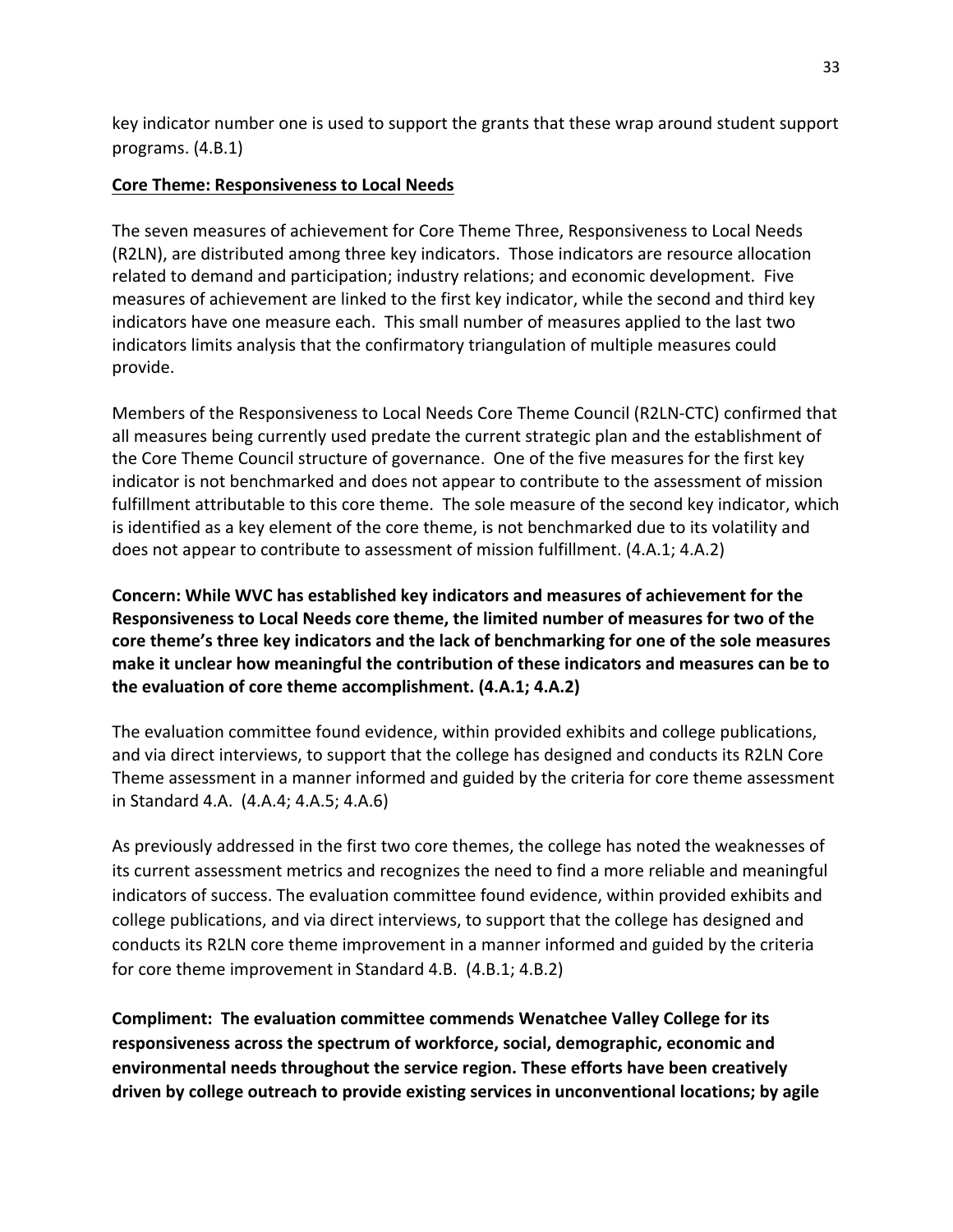key indicator number one is used to support the grants that these wrap around student support programs. (4.B.1)

**Core Theme: Responsiveness to Local Needs**

The seven measures of achievement for Core Theme Three, Responsiveness to Local Needs (R2LN), are distributed among three key indicators. Those indicators are resource allocation related to demand and participation; industry relations; and economic development. Five measures of achievement are linked to the first key indicator, while the second and third key indicators have one measure each. This small number of measures applied to the last two indicators limits analysis that the confirmatory triangulation of multiple measures could provide.

Members of the Responsiveness to Local Needs Core Theme Council (R2LN-CTC) confirmed that all measures being currently used predate the current strategic plan and the establishment of the Core Theme Council structure of governance. One of the five measures for the first key indicator is not benchmarked and does not appear to contribute to the assessment of mission fulfillment attributable to this core theme. The sole measure of the second key indicator, which is identified as a key element of the core theme, is not benchmarked due to its volatility and does not appear to contribute to assessment of mission fulfillment. (4.A.1; 4.A.2)

**Concern: While WVC has established key indicators and measures of achievement for the Responsiveness to Local Needs core theme, the limited number of measures for two of the core theme's three key indicators and the lack of benchmarking for one of the sole measures make it unclear how meaningful the contribution of these indicators and measures can be to the evaluation of core theme accomplishment. (4.A.1; 4.A.2)**

The evaluation committee found evidence, within provided exhibits and college publications, and via direct interviews, to support that the college has designed and conducts its R2LN Core Theme assessment in a manner informed and guided by the criteria for core theme assessment in Standard 4.A. (4.A.4; 4.A.5; 4.A.6)

As previously addressed in the first two core themes, the college has noted the weaknesses of its current assessment metrics and recognizes the need to find a more reliable and meaningful indicators of success. The evaluation committee found evidence, within provided exhibits and college publications, and via direct interviews, to support that the college has designed and conducts its R2LN core theme improvement in a manner informed and guided by the criteria for core theme improvement in Standard 4.B. (4.B.1; 4.B.2)

**Compliment: The evaluation committee commends Wenatchee Valley College for its responsiveness across the spectrum of workforce, social, demographic, economic and environmental needs throughout the service region. These efforts have been creatively driven by college outreach to provide existing services in unconventional locations; by agile**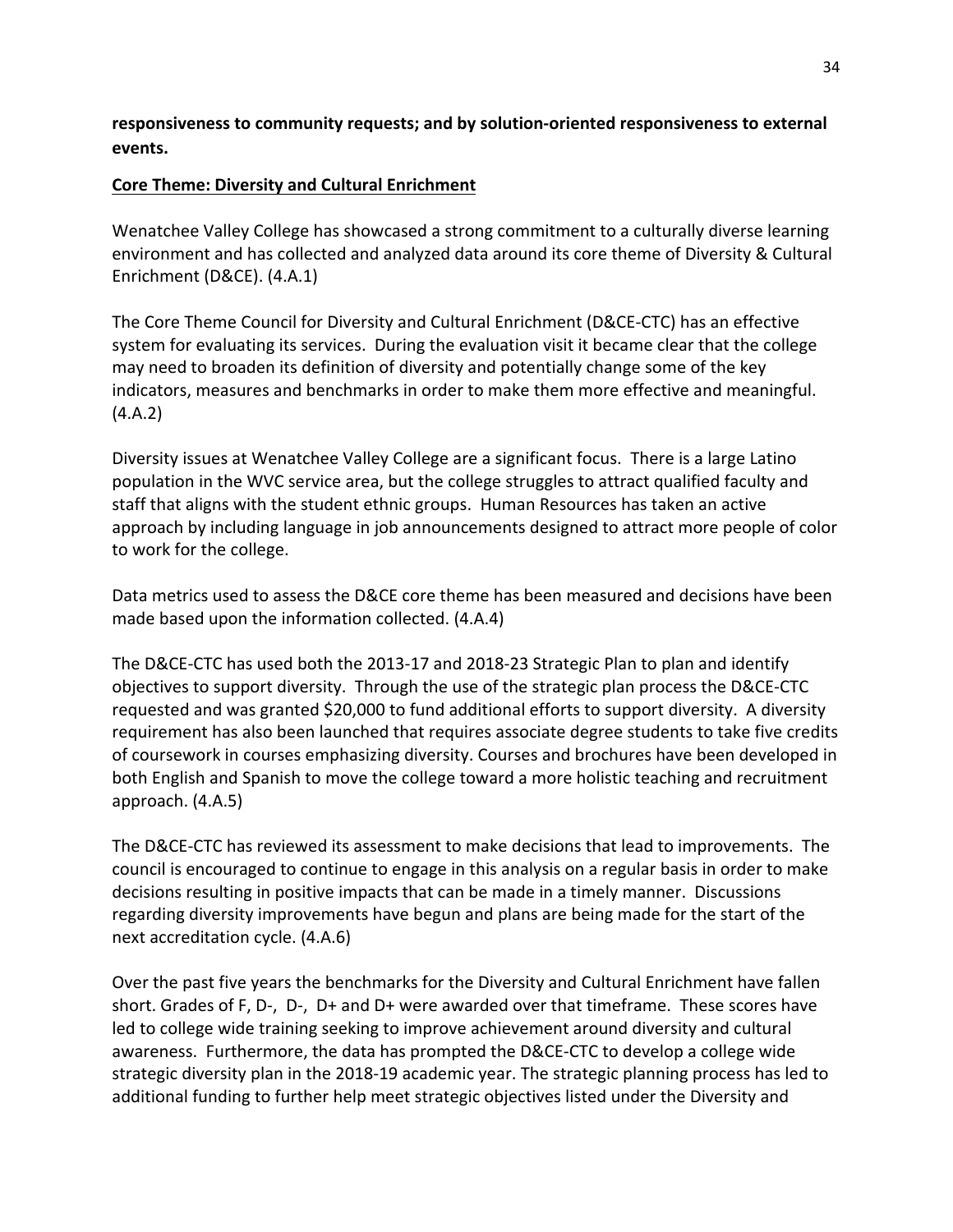**responsiveness to community requests; and by solution-oriented responsiveness to external events.**

**Core Theme: Diversity and Cultural Enrichment**

Wenatchee Valley College has showcased a strong commitment to a culturally diverse learning environment and has collected and analyzed data around its core theme of Diversity & Cultural Enrichment (D&CE). (4.A.1)

The Core Theme Council for Diversity and Cultural Enrichment (D&CE-CTC) has an effective system for evaluating its services. During the evaluation visit it became clear that the college may need to broaden its definition of diversity and potentially change some of the key indicators, measures and benchmarks in order to make them more effective and meaningful. (4.A.2)

Diversity issues at Wenatchee Valley College are a significant focus. There is a large Latino population in the WVC service area, but the college struggles to attract qualified faculty and staff that aligns with the student ethnic groups. Human Resources has taken an active approach by including language in job announcements designed to attract more people of color to work for the college.

Data metrics used to assess the D&CE core theme has been measured and decisions have been made based upon the information collected. (4.A.4)

The D&CE-CTC has used both the 2013-17 and 2018-23 Strategic Plan to plan and identify objectives to support diversity. Through the use of the strategic plan process the D&CE-CTC requested and was granted $20,000 to fund additional efforts to support diversity. A diversity requirement has also been launched that requires associate degree students to take five credits of coursework in courses emphasizing diversity. Courses and brochures have been developed in both English and Spanish to move the college toward a more holistic teaching and recruitment approach. (4.A.5)

The D&CE-CTC has reviewed its assessment to make decisions that lead to improvements. The council is encouraged to continue to engage in this analysis on a regular basis in order to make decisions resulting in positive impacts that can be made in a timely manner. Discussions regarding diversity improvements have begun and plans are being made for the start of the next accreditation cycle. (4.A.6)

Over the past five years the benchmarks for the Diversity and Cultural Enrichment have fallen short. Grades of F, D-, D-, D+ and D+ were awarded over that timeframe. These scores have led to college wide training seeking to improve achievement around diversity and cultural awareness. Furthermore, the data has prompted the D&CE-CTC to develop a college wide strategic diversity plan in the 2018-19 academic year. The strategic planning process has led to additional funding to further help meet strategic objectives listed under the Diversity and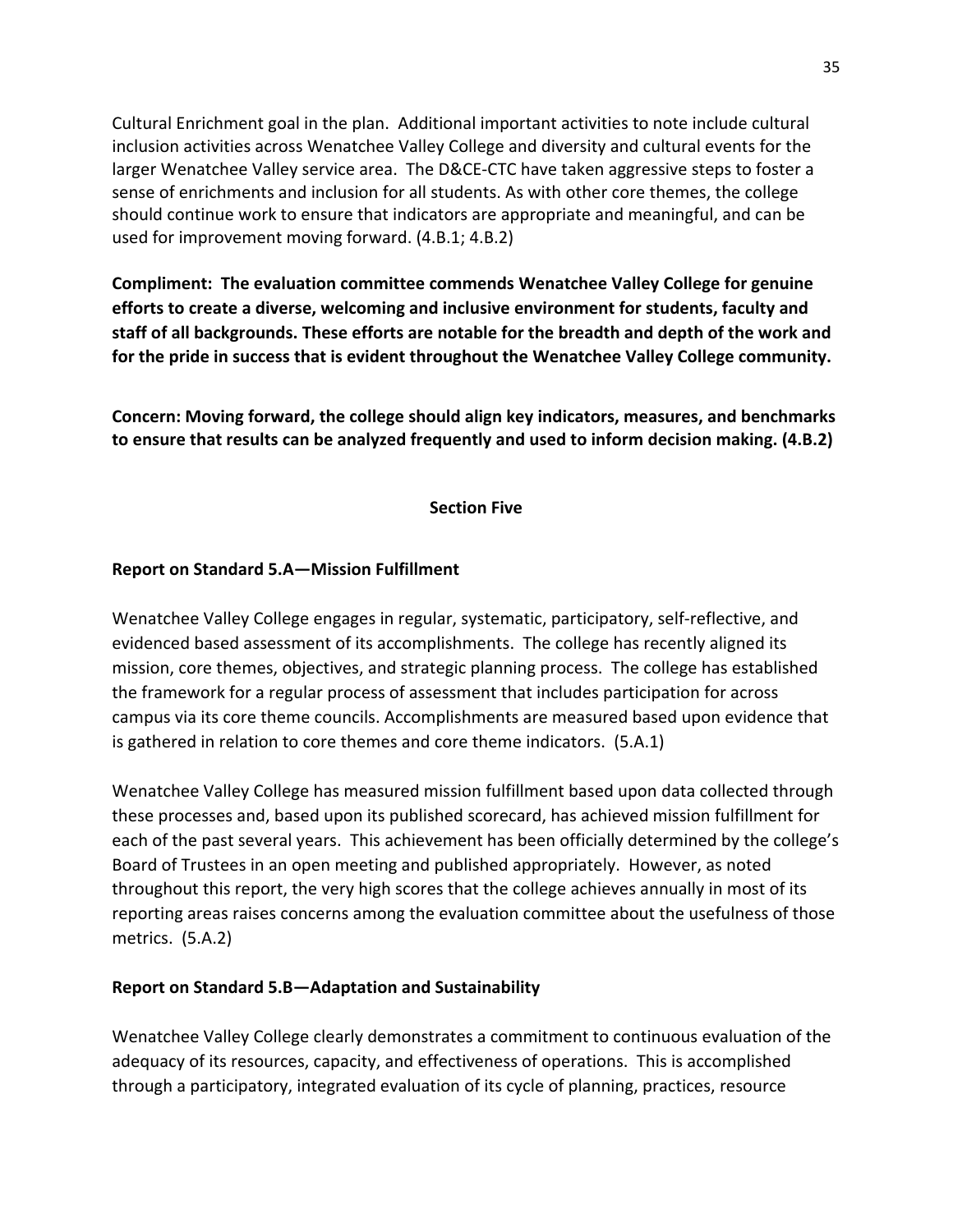Cultural Enrichment goal in the plan. Additional important activities to note include cultural inclusion activities across Wenatchee Valley College and diversity and cultural events for the larger Wenatchee Valley service area. The D&CE-CTC have taken aggressive steps to foster a sense of enrichments and inclusion for all students. As with other core themes, the college should continue work to ensure that indicators are appropriate and meaningful, and can be used for improvement moving forward. (4.B.1; 4.B.2)

**Compliment: The evaluation committee commends Wenatchee Valley College for genuine efforts to create a diverse, welcoming and inclusive environment for students, faculty and staff of all backgrounds. These efforts are notable for the breadth and depth of the work and for the pride in success that is evident throughout the Wenatchee Valley College community.**

**Concern: Moving forward, the college should align key indicators, measures, and benchmarks to ensure that results can be analyzed frequently and used to inform decision making. (4.B.2)**

## Section Five

### Report on Standard 5.A—Mission Fulfillment

Wenatchee Valley College engages in regular, systematic, participatory, self-reflective, and evidenced based assessment of its accomplishments. The college has recently aligned its mission, core themes, objectives, and strategic planning process. The college has established the framework for a regular process of assessment that includes participation for across campus via its core theme councils. Accomplishments are measured based upon evidence that is gathered in relation to core themes and core theme indicators. (5.A.1)

Wenatchee Valley College has measured mission fulfillment based upon data collected through these processes and, based upon its published scorecard, has achieved mission fulfillment for each of the past several years. This achievement has been officially determined by the college's Board of Trustees in an open meeting and published appropriately. However, as noted throughout this report, the very high scores that the college achieves annually in most of its reporting areas raises concerns among the evaluation committee about the usefulness of those metrics. (5.A.2)

### Report on Standard 5.B—Adaptation and Sustainability

Wenatchee Valley College clearly demonstrates a commitment to continuous evaluation of the adequacy of its resources, capacity, and effectiveness of operations. This is accomplished through a participatory, integrated evaluation of its cycle of planning, practices, resource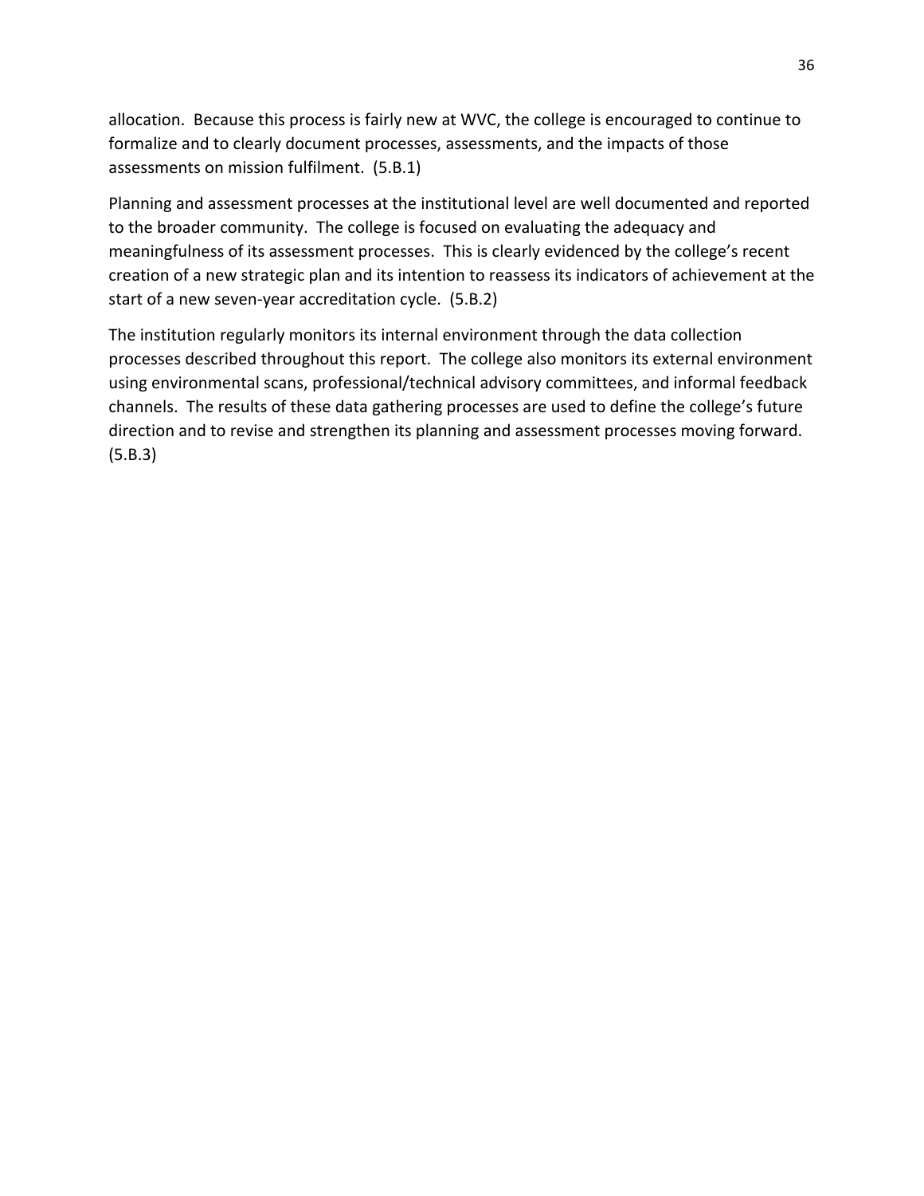allocation. Because this process is fairly new at WVC, the college is encouraged to continue to formalize and to clearly document processes, assessments, and the impacts of those assessments on mission fulfilment. (5.B.1)

Planning and assessment processes at the institutional level are well documented and reported to the broader community. The college is focused on evaluating the adequacy and meaningfulness of its assessment processes. This is clearly evidenced by the college's recent creation of a new strategic plan and its intention to reassess its indicators of achievement at the start of a new seven-year accreditation cycle. (5.B.2)

The institution regularly monitors its internal environment through the data collection processes described throughout this report. The college also monitors its external environment using environmental scans, professional/technical advisory committees, and informal feedback channels. The results of these data gathering processes are used to define the college's future direction and to revise and strengthen its planning and assessment processes moving forward. (5.B.3)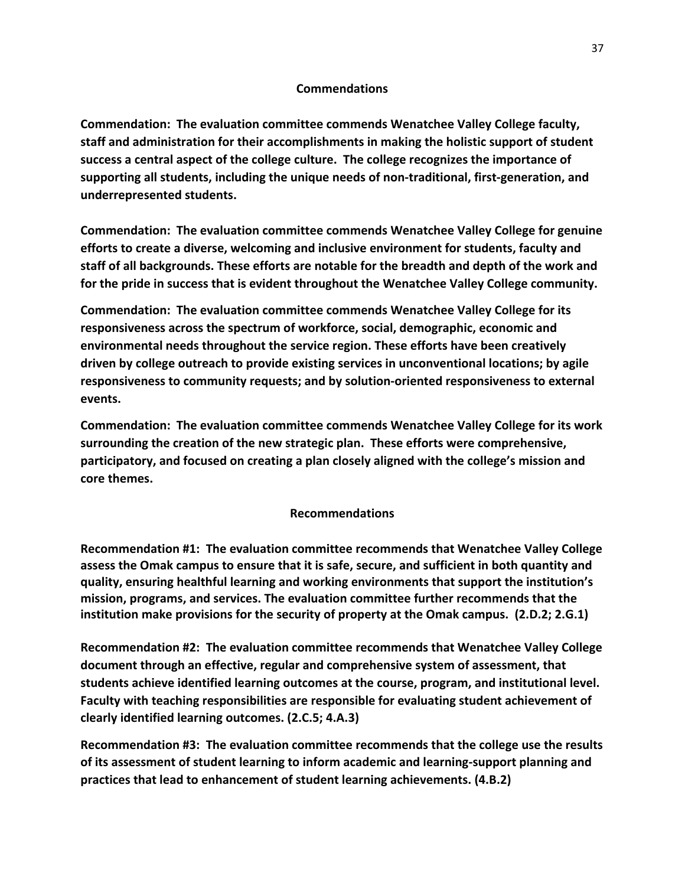## Commendations

**Commendation: The evaluation committee commends Wenatchee Valley College faculty, staff and administration for their accomplishments in making the holistic support of student success a central aspect of the college culture. The college recognizes the importance of supporting all students, including the unique needs of non-traditional, first-generation, and underrepresented students.**

**Commendation: The evaluation committee commends Wenatchee Valley College for genuine efforts to create a diverse, welcoming and inclusive environment for students, faculty and staff of all backgrounds. These efforts are notable for the breadth and depth of the work and for the pride in success that is evident throughout the Wenatchee Valley College community.**

**Commendation: The evaluation committee commends Wenatchee Valley College for its responsiveness across the spectrum of workforce, social, demographic, economic and environmental needs throughout the service region. These efforts have been creatively driven by college outreach to provide existing services in unconventional locations; by agile responsiveness to community requests; and by solution-oriented responsiveness to external events.**

**Commendation: The evaluation committee commends Wenatchee Valley College for its work surrounding the creation of the new strategic plan. These efforts were comprehensive, participatory, and focused on creating a plan closely aligned with the college's mission and core themes.**

## Recommendations

**Recommendation #1: The evaluation committee recommends that Wenatchee Valley College assess the Omak campus to ensure that it is safe, secure, and sufficient in both quantity and quality, ensuring healthful learning and working environments that support the institution's mission, programs, and services. The evaluation committee further recommends that the institution make provisions for the security of property at the Omak campus. (2.D.2; 2.G.1)**

**Recommendation #2: The evaluation committee recommends that Wenatchee Valley College document through an effective, regular and comprehensive system of assessment, that students achieve identified learning outcomes at the course, program, and institutional level. Faculty with teaching responsibilities are responsible for evaluating student achievement of clearly identified learning outcomes. (2.C.5; 4.A.3)**

**Recommendation #3: The evaluation committee recommends that the college use the results of its assessment of student learning to inform academic and learning-support planning and practices that lead to enhancement of student learning achievements. (4.B.2)**